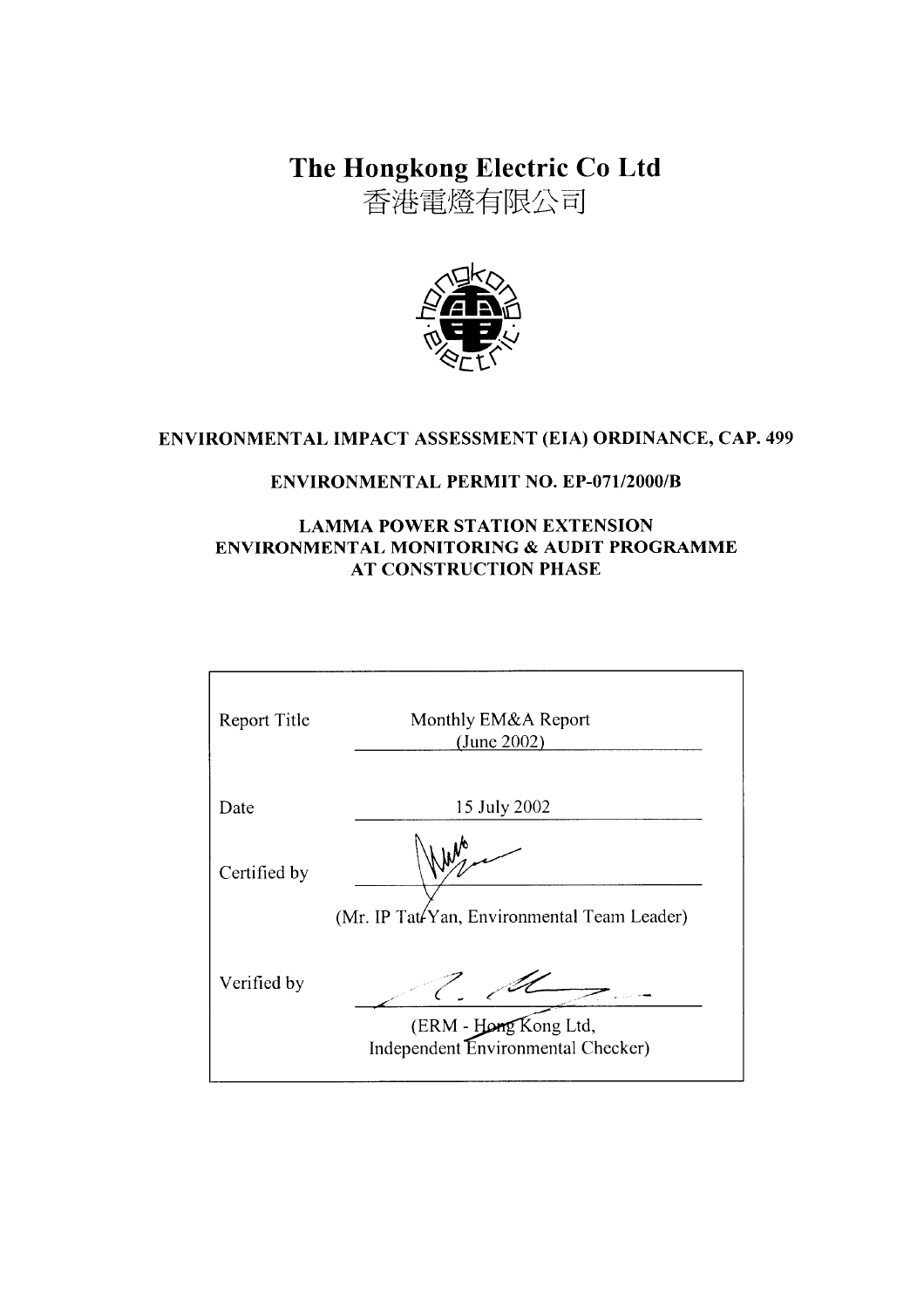# The Hongkong Electric Co Ltd

# 香港電燈有限公司

**ENVIRONMENTAL IMPACT ASSESSMENT (EIA) ORDINANCE, CAP. 499**

**ENVIRONMENTAL PERMIT NO. EP-071/2000/B**

**LAMMA POWER STATION EXTENSION**
**ENVIRONMENTAL MONITORING & AUDIT PROGRAMME**
**AT CONSTRUCTION PHASE**

| | |
|---|---|
| Report Title | Monthly EM&A Report (June 2002) |
| Date | 15 July 2002 |
| Certified by | (Mr. IP Tat Yan, Environmental Team Leader) |
| Verified by | (ERM - Hong Kong Ltd, Independent Environmental Checker) |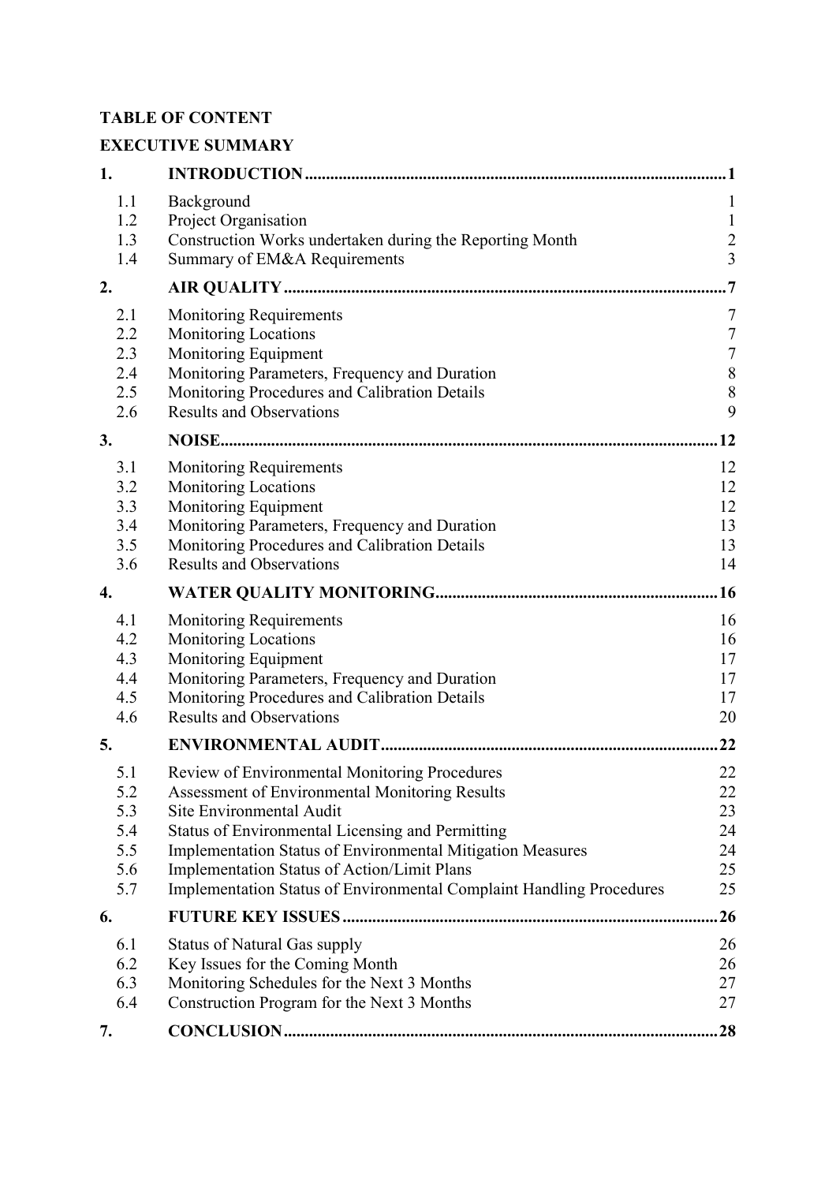**TABLE OF CONTENT**

**EXECUTIVE SUMMARY**

| | | |
|---|---|---|
| **1.** | **INTRODUCTION** | **1** |
| 1.1 | Background | 1 |
| 1.2 | Project Organisation | 1 |
| 1.3 | Construction Works undertaken during the Reporting Month | 2 |
| 1.4 | Summary of EM&A Requirements | 3 |
| **2.** | **AIR QUALITY** | **7** |
| 2.1 | Monitoring Requirements | 7 |
| 2.2 | Monitoring Locations | 7 |
| 2.3 | Monitoring Equipment | 7 |
| 2.4 | Monitoring Parameters, Frequency and Duration | 8 |
| 2.5 | Monitoring Procedures and Calibration Details | 8 |
| 2.6 | Results and Observations | 9 |
| **3.** | **NOISE** | **12** |
| 3.1 | Monitoring Requirements | 12 |
| 3.2 | Monitoring Locations | 12 |
| 3.3 | Monitoring Equipment | 12 |
| 3.4 | Monitoring Parameters, Frequency and Duration | 13 |
| 3.5 | Monitoring Procedures and Calibration Details | 13 |
| 3.6 | Results and Observations | 14 |
| **4.** | **WATER QUALITY MONITORING** | **16** |
| 4.1 | Monitoring Requirements | 16 |
| 4.2 | Monitoring Locations | 16 |
| 4.3 | Monitoring Equipment | 17 |
| 4.4 | Monitoring Parameters, Frequency and Duration | 17 |
| 4.5 | Monitoring Procedures and Calibration Details | 17 |
| 4.6 | Results and Observations | 20 |
| **5.** | **ENVIRONMENTAL AUDIT** | **22** |
| 5.1 | Review of Environmental Monitoring Procedures | 22 |
| 5.2 | Assessment of Environmental Monitoring Results | 22 |
| 5.3 | Site Environmental Audit | 23 |
| 5.4 | Status of Environmental Licensing and Permitting | 24 |
| 5.5 | Implementation Status of Environmental Mitigation Measures | 24 |
| 5.6 | Implementation Status of Action/Limit Plans | 25 |
| 5.7 | Implementation Status of Environmental Complaint Handling Procedures | 25 |
| **6.** | **FUTURE KEY ISSUES** | **26** |
| 6.1 | Status of Natural Gas supply | 26 |
| 6.2 | Key Issues for the Coming Month | 26 |
| 6.3 | Monitoring Schedules for the Next 3 Months | 27 |
| 6.4 | Construction Program for the Next 3 Months | 27 |
| **7.** | **CONCLUSION** | **28** |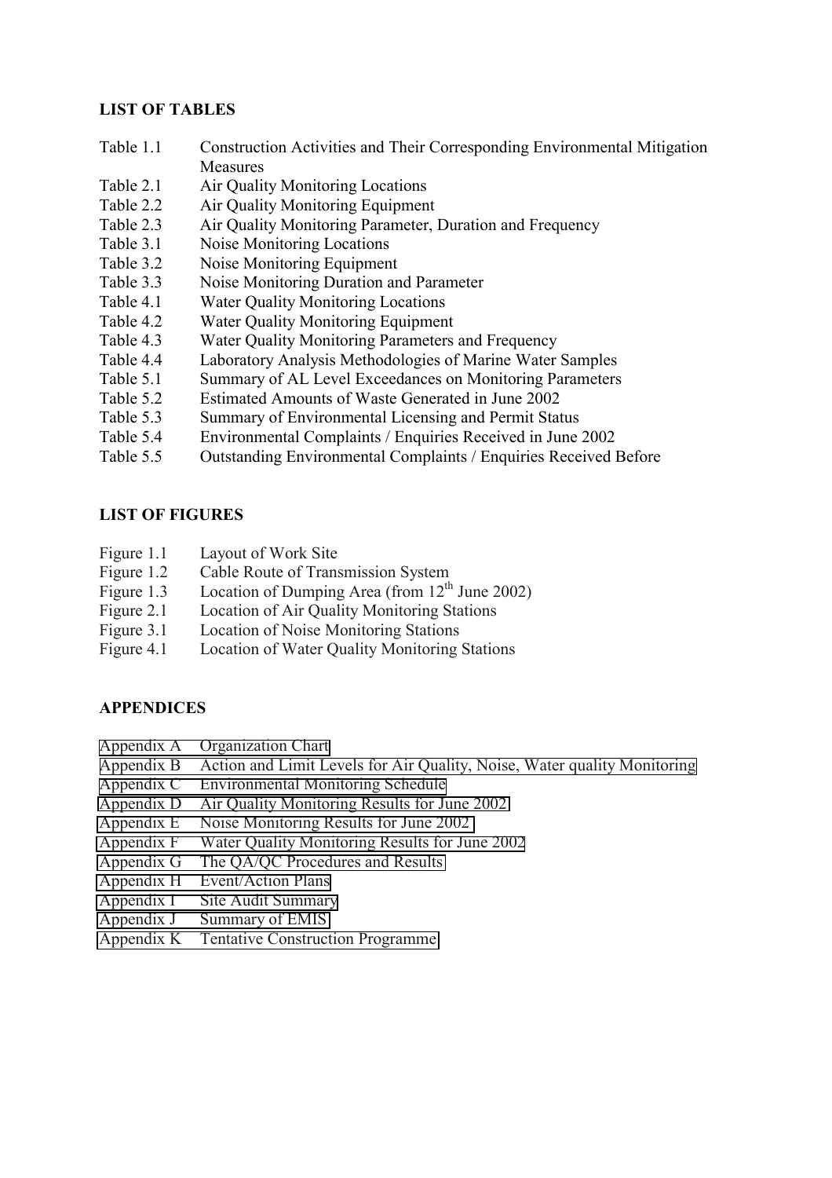## LIST OF TABLES

| | |
|---|---|
| Table 1.1 | Construction Activities and Their Corresponding Environmental Mitigation Measures |
| Table 2.1 | Air Quality Monitoring Locations |
| Table 2.2 | Air Quality Monitoring Equipment |
| Table 2.3 | Air Quality Monitoring Parameter, Duration and Frequency |
| Table 3.1 | Noise Monitoring Locations |
| Table 3.2 | Noise Monitoring Equipment |
| Table 3.3 | Noise Monitoring Duration and Parameter |
| Table 4.1 | Water Quality Monitoring Locations |
| Table 4.2 | Water Quality Monitoring Equipment |
| Table 4.3 | Water Quality Monitoring Parameters and Frequency |
| Table 4.4 | Laboratory Analysis Methodologies of Marine Water Samples |
| Table 5.1 | Summary of AL Level Exceedances on Monitoring Parameters |
| Table 5.2 | Estimated Amounts of Waste Generated in June 2002 |
| Table 5.3 | Summary of Environmental Licensing and Permit Status |
| Table 5.4 | Environmental Complaints / Enquiries Received in June 2002 |
| Table 5.5 | Outstanding Environmental Complaints / Enquiries Received Before |

## LIST OF FIGURES

| | |
|---|---|
| Figure 1.1 | Layout of Work Site |
| Figure 1.2 | Cable Route of Transmission System |
| Figure 1.3 | Location of Dumping Area (from 12th June 2002) |
| Figure 2.1 | Location of Air Quality Monitoring Stations |
| Figure 3.1 | Location of Noise Monitoring Stations |
| Figure 4.1 | Location of Water Quality Monitoring Stations |

## APPENDICES

| | |
|---|---|
| Appendix A | Organization Chart |
| Appendix B | Action and Limit Levels for Air Quality, Noise, Water quality Monitoring |
| Appendix C | Environmental Monitoring Schedule |
| Appendix D | Air Quality Monitoring Results for June 2002 |
| Appendix E | Noise Monitoring Results for June 2002 |
| Appendix F | Water Quality Monitoring Results for June 2002 |
| Appendix G | The QA/QC Procedures and Results |
| Appendix H | Event/Action Plans |
| Appendix I | Site Audit Summary |
| Appendix J | Summary of EMIS |
| Appendix K | Tentative Construction Programme |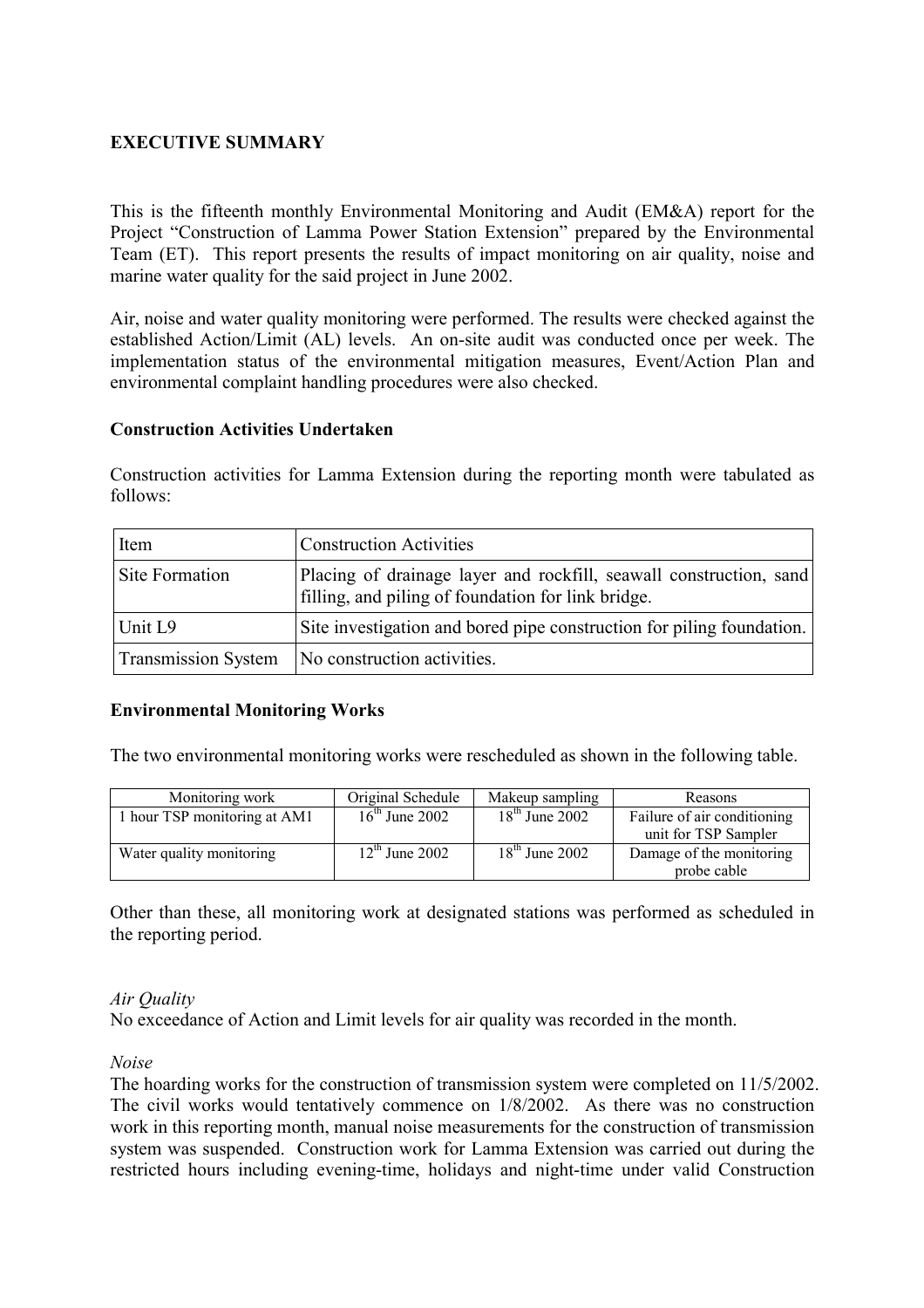## EXECUTIVE SUMMARY

This is the fifteenth monthly Environmental Monitoring and Audit (EM&A) report for the Project "Construction of Lamma Power Station Extension" prepared by the Environmental Team (ET). This report presents the results of impact monitoring on air quality, noise and marine water quality for the said project in June 2002.

Air, noise and water quality monitoring were performed. The results were checked against the established Action/Limit (AL) levels. An on-site audit was conducted once per week. The implementation status of the environmental mitigation measures, Event/Action Plan and environmental complaint handling procedures were also checked.

### Construction Activities Undertaken

Construction activities for Lamma Extension during the reporting month were tabulated as follows:

| Item | Construction Activities |
|---|---|
| Site Formation | Placing of drainage layer and rockfill, seawall construction, sand filling, and piling of foundation for link bridge. |
| Unit L9 | Site investigation and bored pipe construction for piling foundation. |
| Transmission System | No construction activities. |

### Environmental Monitoring Works

The two environmental monitoring works were rescheduled as shown in the following table.

| Monitoring work | Original Schedule | Makeup sampling | Reasons |
|---|---|---|---|
| 1 hour TSP monitoring at AM1 | 16th June 2002 | 18th June 2002 | Failure of air conditioning unit for TSP Sampler |
| Water quality monitoring | 12th June 2002 | 18th June 2002 | Damage of the monitoring probe cable |

Other than these, all monitoring work at designated stations was performed as scheduled in the reporting period.

*Air Quality*

No exceedance of Action and Limit levels for air quality was recorded in the month.

*Noise*

The hoarding works for the construction of transmission system were completed on 11/5/2002. The civil works would tentatively commence on 1/8/2002. As there was no construction work in this reporting month, manual noise measurements for the construction of transmission system was suspended. Construction work for Lamma Extension was carried out during the restricted hours including evening-time, holidays and night-time under valid Construction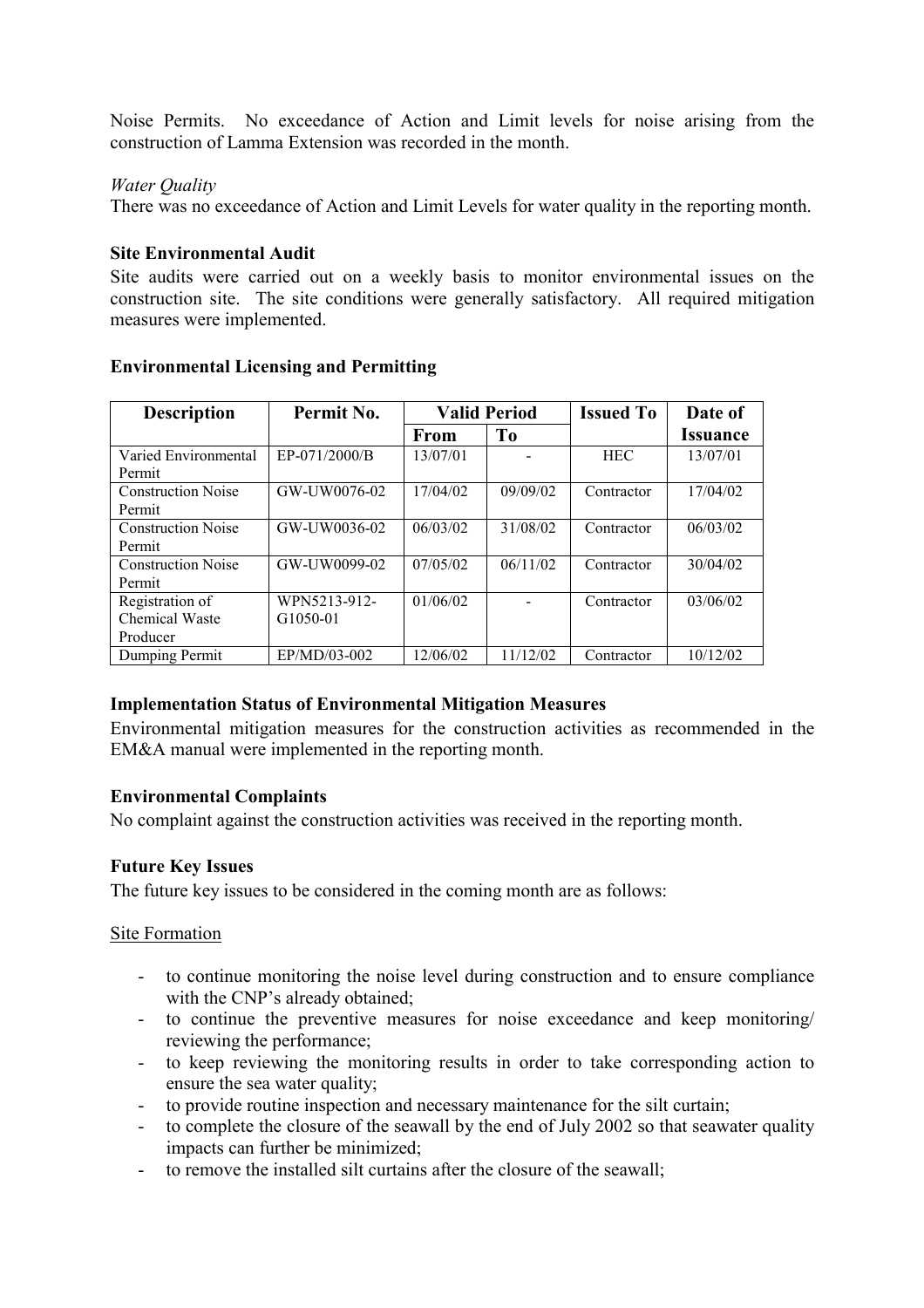Noise Permits. No exceedance of Action and Limit levels for noise arising from the construction of Lamma Extension was recorded in the month.

*Water Quality*

There was no exceedance of Action and Limit Levels for water quality in the reporting month.

**Site Environmental Audit**

Site audits were carried out on a weekly basis to monitor environmental issues on the construction site. The site conditions were generally satisfactory. All required mitigation measures were implemented.

**Environmental Licensing and Permitting**

| Description | Permit No. | Valid Period | | Issued To | Date of Issuance |
|---|---|---|---|---|---|
| | | From | To | | |
| Varied Environmental Permit | EP-071/2000/B | 13/07/01 | - | HEC | 13/07/01 |
| Construction Noise Permit | GW-UW0076-02 | 17/04/02 | 09/09/02 | Contractor | 17/04/02 |
| Construction Noise Permit | GW-UW0036-02 | 06/03/02 | 31/08/02 | Contractor | 06/03/02 |
| Construction Noise Permit | GW-UW0099-02 | 07/05/02 | 06/11/02 | Contractor | 30/04/02 |
| Registration of Chemical Waste Producer | WPN5213-912-G1050-01 | 01/06/02 | - | Contractor | 03/06/02 |
| Dumping Permit | EP/MD/03-002 | 12/06/02 | 11/12/02 | Contractor | 10/12/02 |

**Implementation Status of Environmental Mitigation Measures**

Environmental mitigation measures for the construction activities as recommended in the EM&A manual were implemented in the reporting month.

**Environmental Complaints**

No complaint against the construction activities was received in the reporting month.

**Future Key Issues**

The future key issues to be considered in the coming month are as follows:

<u>Site Formation</u>

- to continue monitoring the noise level during construction and to ensure compliance with the CNP's already obtained;
- to continue the preventive measures for noise exceedance and keep monitoring/ reviewing the performance;
- to keep reviewing the monitoring results in order to take corresponding action to ensure the sea water quality;
- to provide routine inspection and necessary maintenance for the silt curtain;
- to complete the closure of the seawall by the end of July 2002 so that seawater quality impacts can further be minimized;
- to remove the installed silt curtains after the closure of the seawall;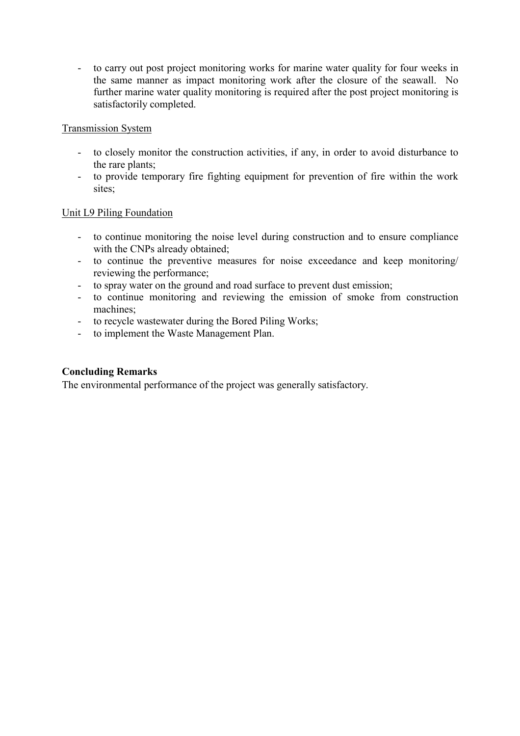- to carry out post project monitoring works for marine water quality for four weeks in the same manner as impact monitoring work after the closure of the seawall. No further marine water quality monitoring is required after the post project monitoring is satisfactorily completed.

Transmission System

- to closely monitor the construction activities, if any, in order to avoid disturbance to the rare plants;
- to provide temporary fire fighting equipment for prevention of fire within the work sites;

Unit L9 Piling Foundation

- to continue monitoring the noise level during construction and to ensure compliance with the CNPs already obtained;
- to continue the preventive measures for noise exceedance and keep monitoring/ reviewing the performance;
- to spray water on the ground and road surface to prevent dust emission;
- to continue monitoring and reviewing the emission of smoke from construction machines;
- to recycle wastewater during the Bored Piling Works;
- to implement the Waste Management Plan.

**Concluding Remarks**

The environmental performance of the project was generally satisfactory.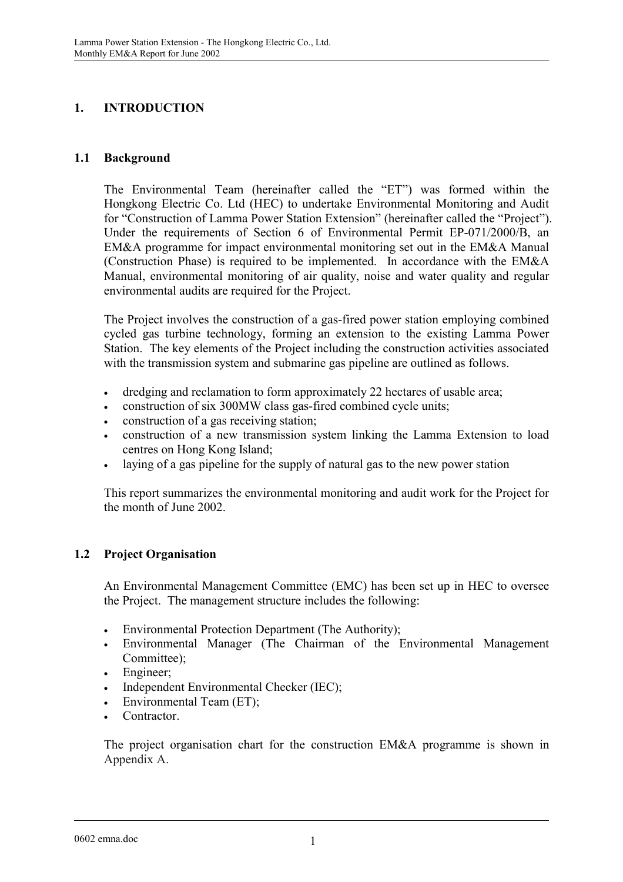# 1. INTRODUCTION

## 1.1 Background

The Environmental Team (hereinafter called the "ET") was formed within the Hongkong Electric Co. Ltd (HEC) to undertake Environmental Monitoring and Audit for "Construction of Lamma Power Station Extension" (hereinafter called the "Project"). Under the requirements of Section 6 of Environmental Permit EP-071/2000/B, an EM&A programme for impact environmental monitoring set out in the EM&A Manual (Construction Phase) is required to be implemented. In accordance with the EM&A Manual, environmental monitoring of air quality, noise and water quality and regular environmental audits are required for the Project.

The Project involves the construction of a gas-fired power station employing combined cycled gas turbine technology, forming an extension to the existing Lamma Power Station. The key elements of the Project including the construction activities associated with the transmission system and submarine gas pipeline are outlined as follows.

- dredging and reclamation to form approximately 22 hectares of usable area;
- construction of six 300MW class gas-fired combined cycle units;
- construction of a gas receiving station;
- construction of a new transmission system linking the Lamma Extension to load centres on Hong Kong Island;
- laying of a gas pipeline for the supply of natural gas to the new power station

This report summarizes the environmental monitoring and audit work for the Project for the month of June 2002.

## 1.2 Project Organisation

An Environmental Management Committee (EMC) has been set up in HEC to oversee the Project. The management structure includes the following:

- Environmental Protection Department (The Authority);
- Environmental Manager (The Chairman of the Environmental Management Committee);
- Engineer;
- Independent Environmental Checker (IEC);
- Environmental Team (ET);
- Contractor.

The project organisation chart for the construction EM&A programme is shown in Appendix A.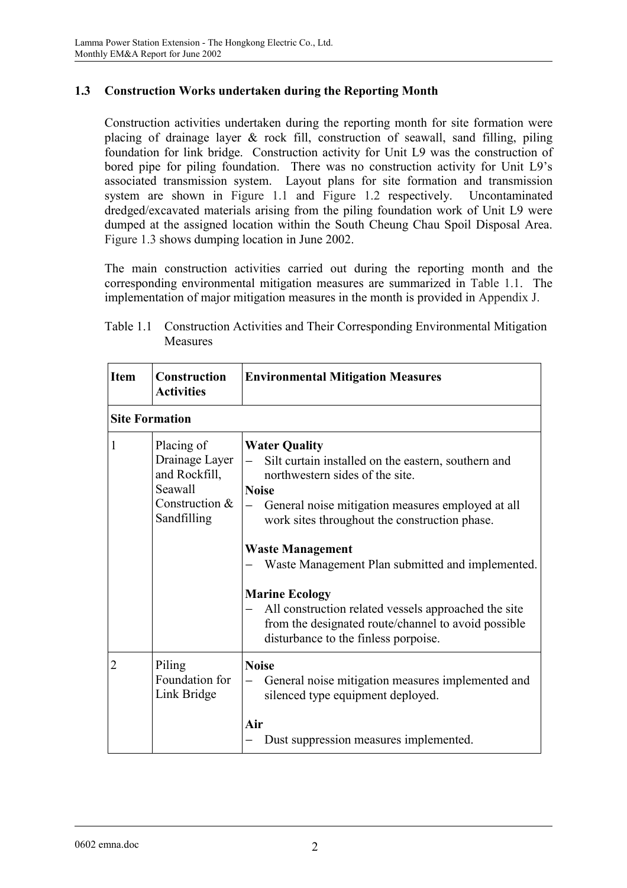### 1.3 Construction Works undertaken during the Reporting Month

Construction activities undertaken during the reporting month for site formation were placing of drainage layer & rock fill, construction of seawall, sand filling, piling foundation for link bridge. Construction activity for Unit L9 was the construction of bored pipe for piling foundation. There was no construction activity for Unit L9's associated transmission system. Layout plans for site formation and transmission system are shown in Figure 1.1 and Figure 1.2 respectively. Uncontaminated dredged/excavated materials arising from the piling foundation work of Unit L9 were dumped at the assigned location within the South Cheung Chau Spoil Disposal Area. Figure 1.3 shows dumping location in June 2002.

The main construction activities carried out during the reporting month and the corresponding environmental mitigation measures are summarized in Table 1.1. The implementation of major mitigation measures in the month is provided in Appendix J.

Table 1.1 Construction Activities and Their Corresponding Environmental Mitigation Measures

| Item | Construction Activities | Environmental Mitigation Measures |
|---|---|---|
| **Site Formation** | | |
| 1 | Placing of Drainage Layer and Rockfill, Seawall Construction & Sandfilling | **Water Quality**<br>– Silt curtain installed on the eastern, southern and northwestern sides of the site.<br>**Noise**<br>– General noise mitigation measures employed at all work sites throughout the construction phase.<br><br>**Waste Management**<br>– Waste Management Plan submitted and implemented.<br><br>**Marine Ecology**<br>– All construction related vessels approached the site from the designated route/channel to avoid possible disturbance to the finless porpoise. |
| 2 | Piling Foundation for Link Bridge | **Noise**<br>– General noise mitigation measures implemented and silenced type equipment deployed.<br><br>**Air**<br>– Dust suppression measures implemented. |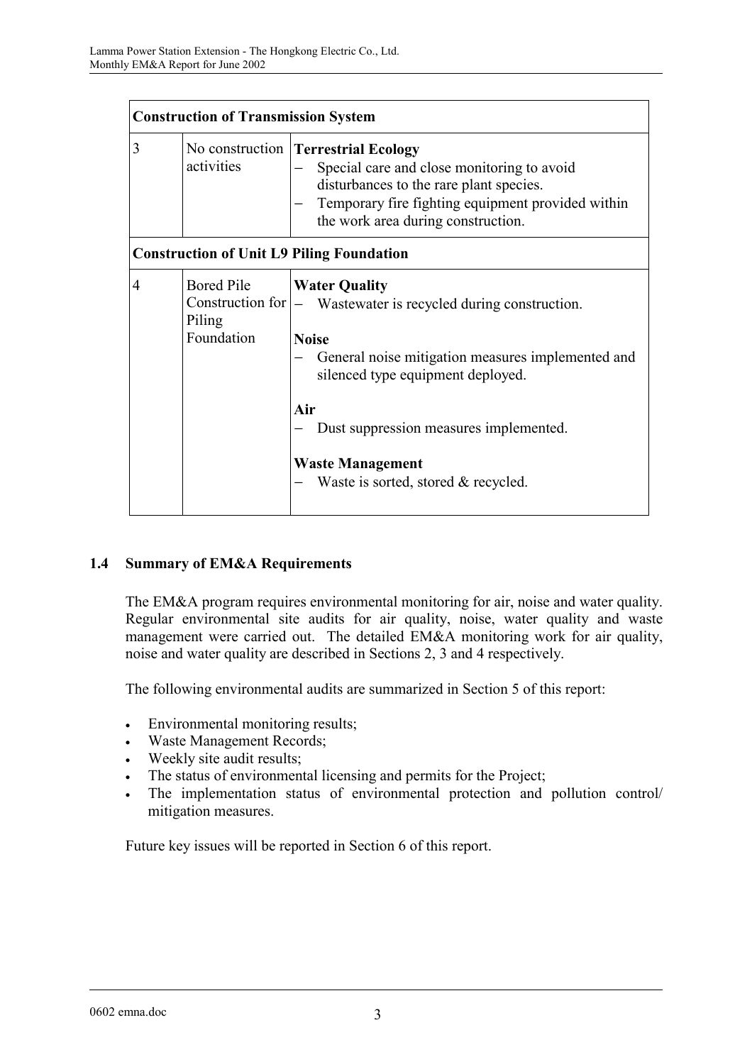| Construction of Transmission System | | |
|---|---|---|
| 3 | No construction activities | **Terrestrial Ecology**<br>– Special care and close monitoring to avoid disturbances to the rare plant species.<br>– Temporary fire fighting equipment provided within the work area during construction. |
| **Construction of Unit L9 Piling Foundation** | | |
| 4 | Bored Pile Construction for Piling Foundation | **Water Quality**<br>– Wastewater is recycled during construction.<br><br>**Noise**<br>– General noise mitigation measures implemented and silenced type equipment deployed.<br><br>**Air**<br>– Dust suppression measures implemented.<br><br>**Waste Management**<br>– Waste is sorted, stored & recycled. |

## 1.4 Summary of EM&A Requirements

The EM&A program requires environmental monitoring for air, noise and water quality. Regular environmental site audits for air quality, noise, water quality and waste management were carried out. The detailed EM&A monitoring work for air quality, noise and water quality are described in Sections 2, 3 and 4 respectively.

The following environmental audits are summarized in Section 5 of this report:

- Environmental monitoring results;
- Waste Management Records;
- Weekly site audit results;
- The status of environmental licensing and permits for the Project;
- The implementation status of environmental protection and pollution control/ mitigation measures.

Future key issues will be reported in Section 6 of this report.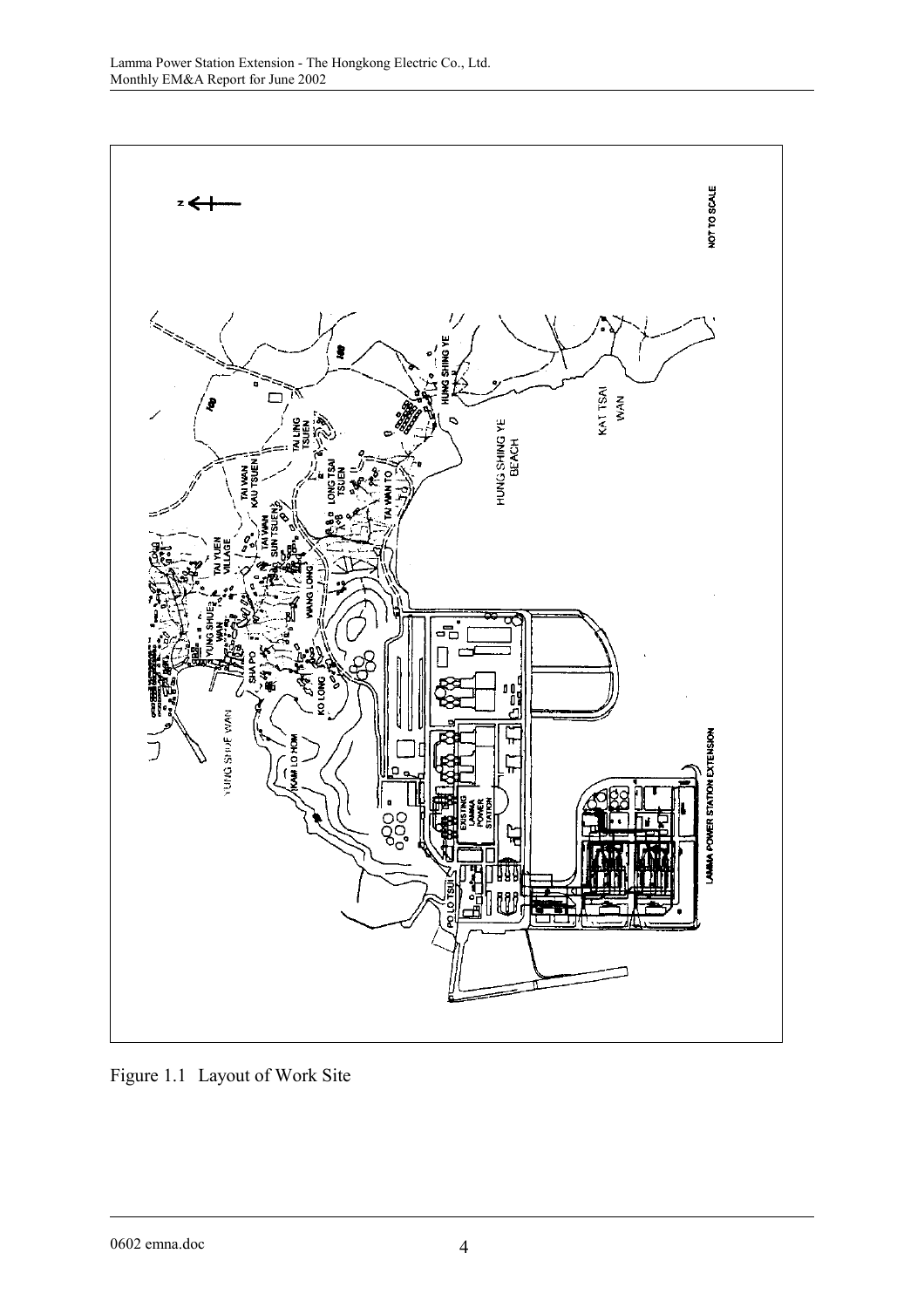Figure 1.1 Layout of Work Site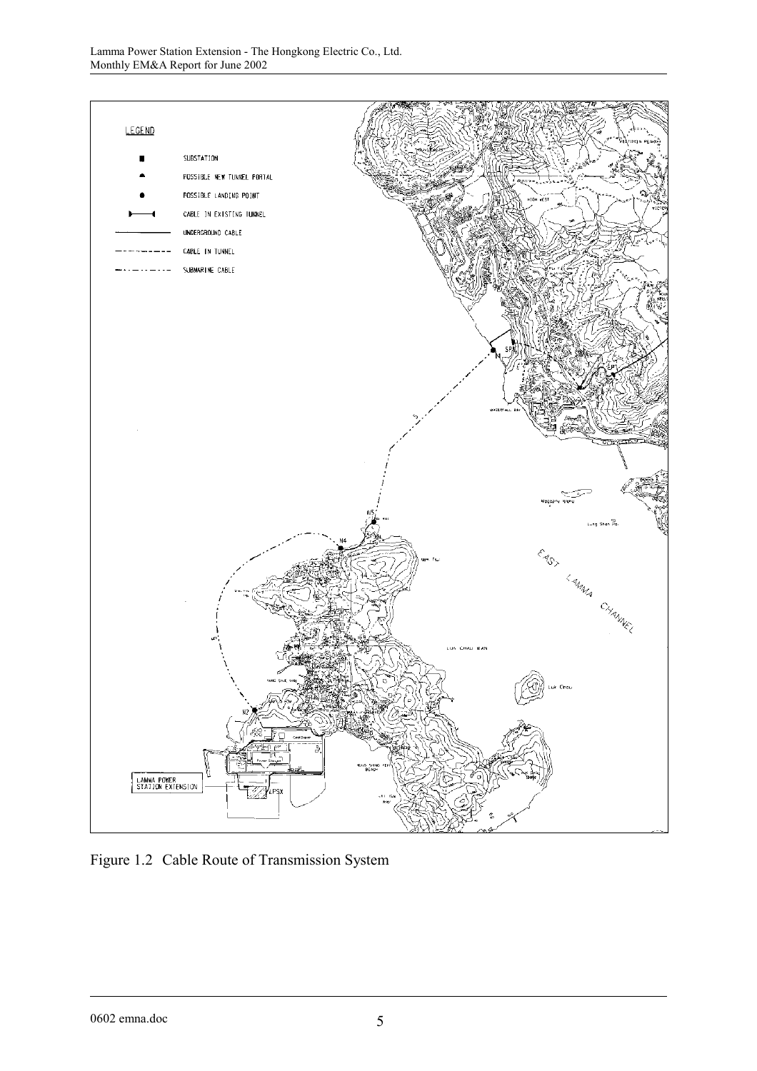LEGEND

- SUBSTATION
- POSSIBLE NEW TUNNEL PORTAL
- POSSIBLE LANDING POINT
- CABLE IN EXISTING TUNNEL
- UNDERGROUND CABLE
- CABLE IN TUNNEL
- SUBMARINE CABLE

Figure 1.2 Cable Route of Transmission System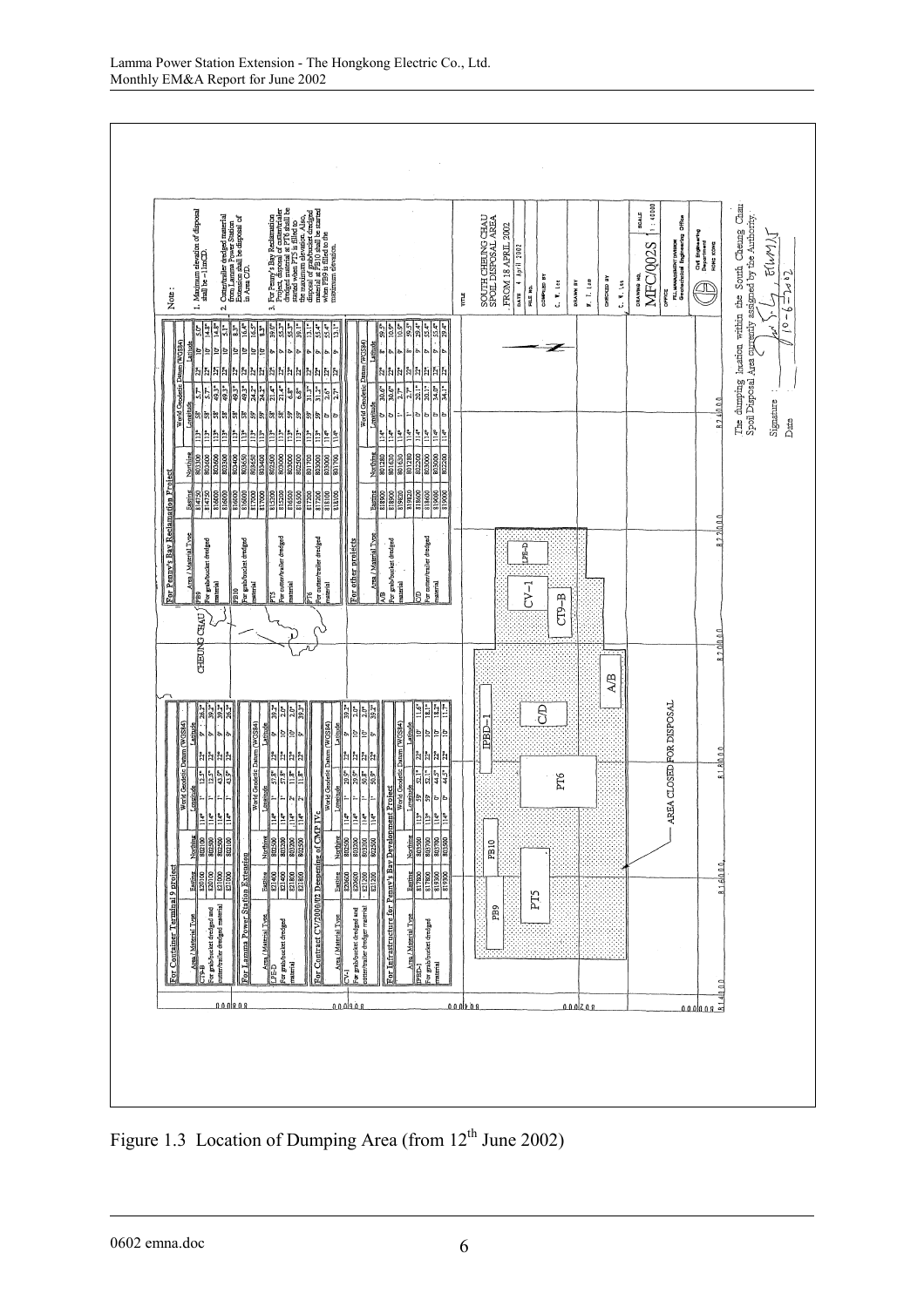Figure 1.3 Location of Dumping Area (from 12[th] June 2002)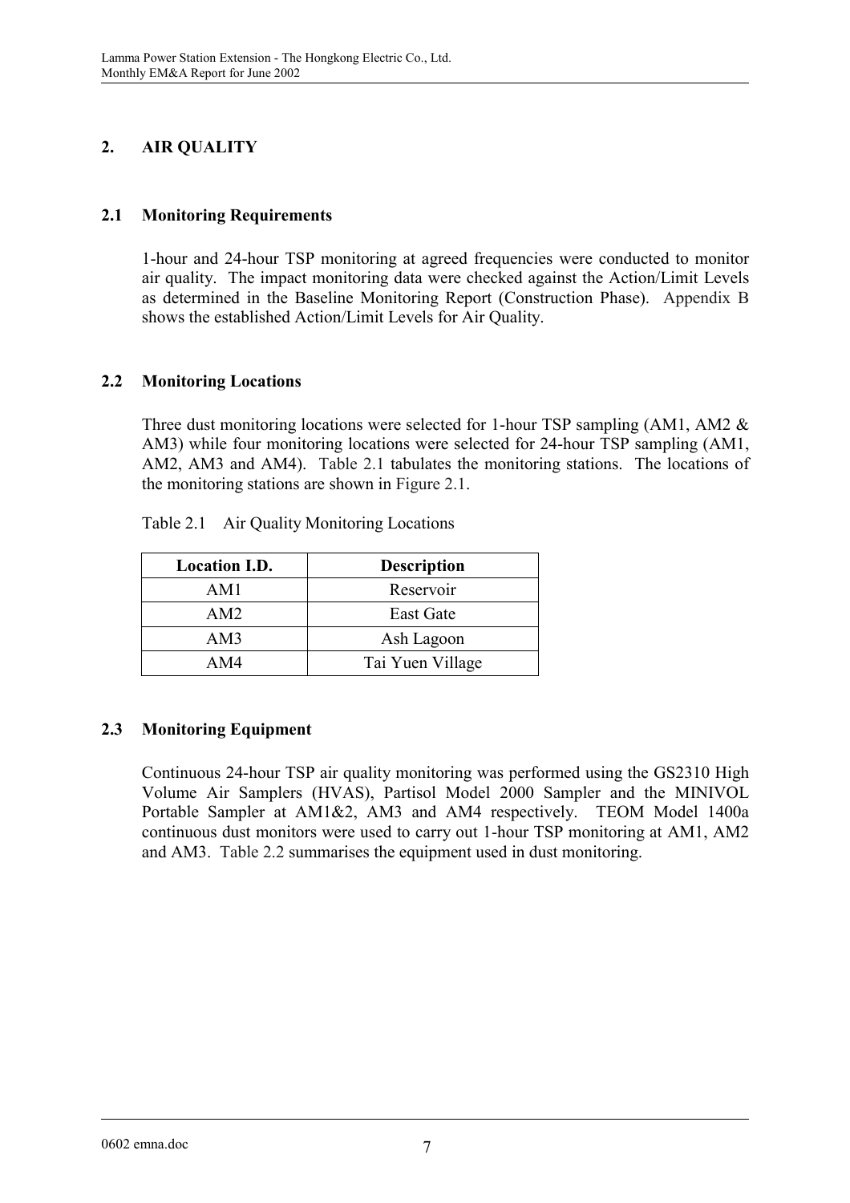## 2. AIR QUALITY

### 2.1 Monitoring Requirements

1-hour and 24-hour TSP monitoring at agreed frequencies were conducted to monitor air quality. The impact monitoring data were checked against the Action/Limit Levels as determined in the Baseline Monitoring Report (Construction Phase). Appendix B shows the established Action/Limit Levels for Air Quality.

### 2.2 Monitoring Locations

Three dust monitoring locations were selected for 1-hour TSP sampling (AM1, AM2 & AM3) while four monitoring locations were selected for 24-hour TSP sampling (AM1, AM2, AM3 and AM4). Table 2.1 tabulates the monitoring stations. The locations of the monitoring stations are shown in Figure 2.1.

Table 2.1 Air Quality Monitoring Locations

| Location I.D. | Description |
|---|---|
| AM1 | Reservoir |
| AM2 | East Gate |
| AM3 | Ash Lagoon |
| AM4 | Tai Yuen Village |

### 2.3 Monitoring Equipment

Continuous 24-hour TSP air quality monitoring was performed using the GS2310 High Volume Air Samplers (HVAS), Partisol Model 2000 Sampler and the MINIVOL Portable Sampler at AM1&2, AM3 and AM4 respectively. TEOM Model 1400a continuous dust monitors were used to carry out 1-hour TSP monitoring at AM1, AM2 and AM3. Table 2.2 summarises the equipment used in dust monitoring.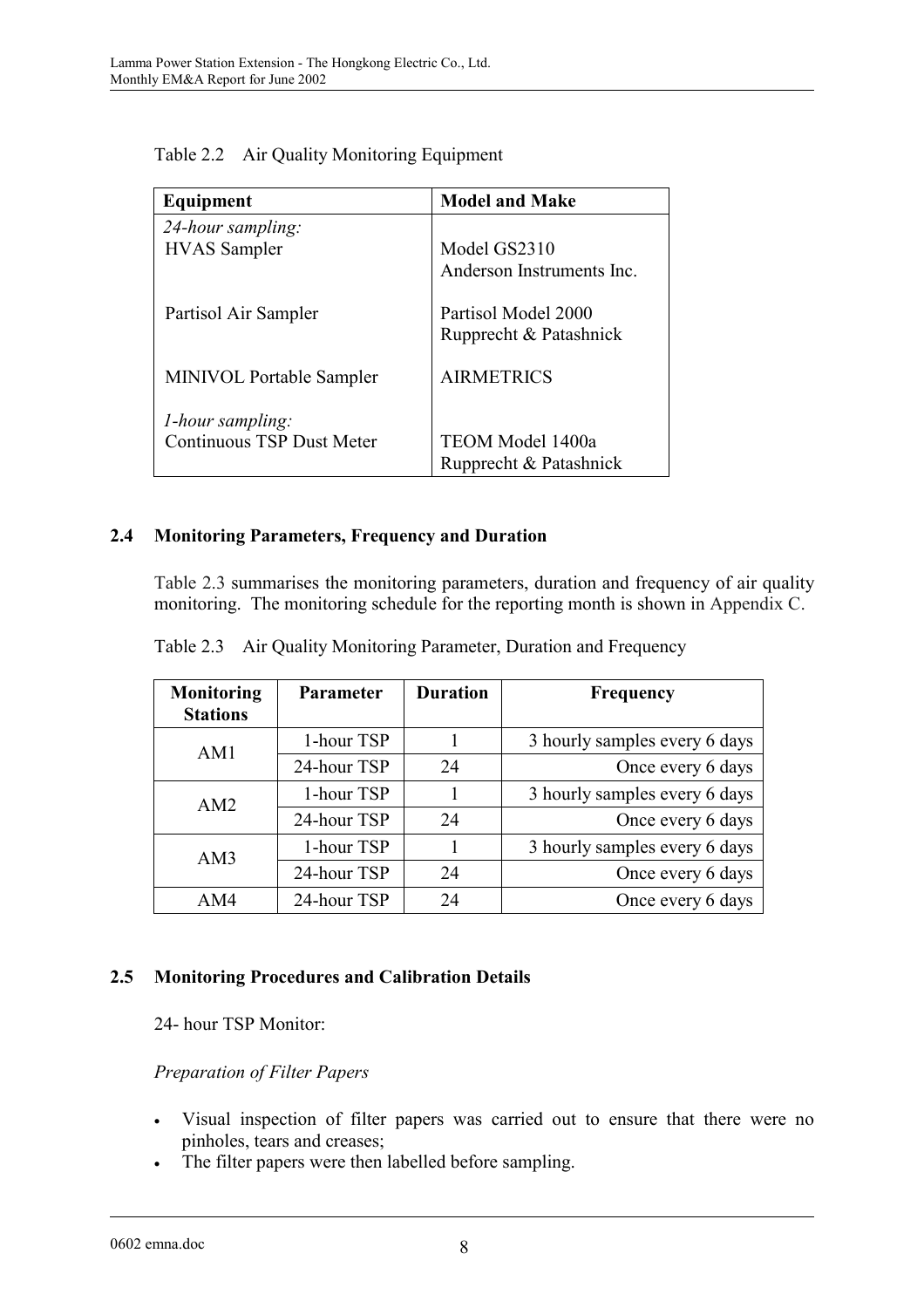Table 2.2 Air Quality Monitoring Equipment

| Equipment | Model and Make |
| --- | --- |
| *24-hour sampling:* | |
| HVAS Sampler | Model GS2310 Anderson Instruments Inc. |
| Partisol Air Sampler | Partisol Model 2000 Rupprecht & Patashnick |
| MINIVOL Portable Sampler | AIRMETRICS |
| *1-hour sampling:* | |
| Continuous TSP Dust Meter | TEOM Model 1400a Rupprecht & Patashnick |

## 2.4 Monitoring Parameters, Frequency and Duration

Table 2.3 summarises the monitoring parameters, duration and frequency of air quality monitoring. The monitoring schedule for the reporting month is shown in Appendix C.

Table 2.3 Air Quality Monitoring Parameter, Duration and Frequency

| Monitoring Stations | Parameter | Duration | Frequency |
| --- | --- | --- | --- |
| AM1 | 1-hour TSP | 1 | 3 hourly samples every 6 days |
| | 24-hour TSP | 24 | Once every 6 days |
| AM2 | 1-hour TSP | 1 | 3 hourly samples every 6 days |
| | 24-hour TSP | 24 | Once every 6 days |
| AM3 | 1-hour TSP | 1 | 3 hourly samples every 6 days |
| | 24-hour TSP | 24 | Once every 6 days |
| AM4 | 24-hour TSP | 24 | Once every 6 days |

## 2.5 Monitoring Procedures and Calibration Details

24- hour TSP Monitor:

*Preparation of Filter Papers*

- Visual inspection of filter papers was carried out to ensure that there were no pinholes, tears and creases;
- The filter papers were then labelled before sampling.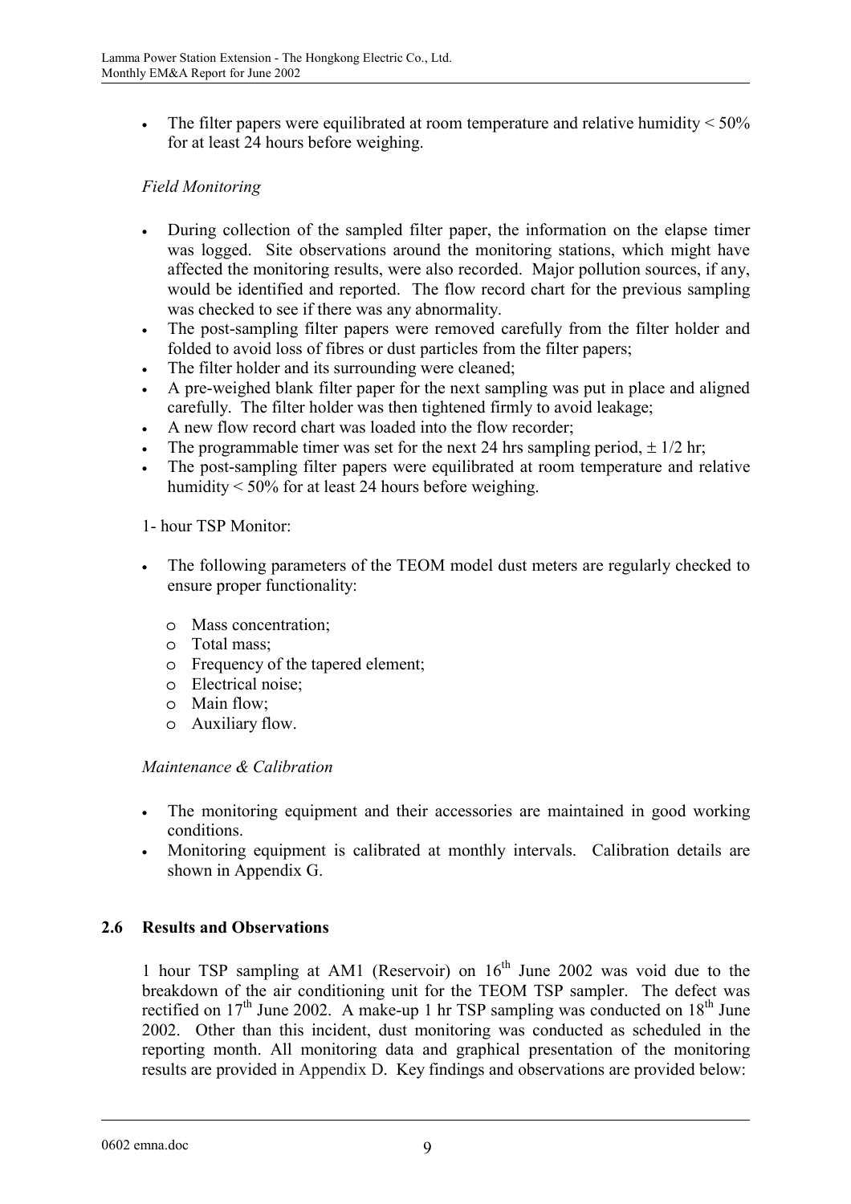- The filter papers were equilibrated at room temperature and relative humidity < 50% for at least 24 hours before weighing.

*Field Monitoring*

- During collection of the sampled filter paper, the information on the elapse timer was logged. Site observations around the monitoring stations, which might have affected the monitoring results, were also recorded. Major pollution sources, if any, would be identified and reported. The flow record chart for the previous sampling was checked to see if there was any abnormality.
- The post-sampling filter papers were removed carefully from the filter holder and folded to avoid loss of fibres or dust particles from the filter papers;
- The filter holder and its surrounding were cleaned;
- A pre-weighed blank filter paper for the next sampling was put in place and aligned carefully. The filter holder was then tightened firmly to avoid leakage;
- A new flow record chart was loaded into the flow recorder;
- The programmable timer was set for the next 24 hrs sampling period, ± 1/2 hr;
- The post-sampling filter papers were equilibrated at room temperature and relative humidity < 50% for at least 24 hours before weighing.

1- hour TSP Monitor:

- The following parameters of the TEOM model dust meters are regularly checked to ensure proper functionality:
  - Mass concentration;
  - Total mass;
  - Frequency of the tapered element;
  - Electrical noise;
  - Main flow;
  - Auxiliary flow.

*Maintenance & Calibration*

- The monitoring equipment and their accessories are maintained in good working conditions.
- Monitoring equipment is calibrated at monthly intervals. Calibration details are shown in Appendix G.

## 2.6 Results and Observations

1 hour TSP sampling at AM1 (Reservoir) on 16th June 2002 was void due to the breakdown of the air conditioning unit for the TEOM TSP sampler. The defect was rectified on 17th June 2002. A make-up 1 hr TSP sampling was conducted on 18th June 2002. Other than this incident, dust monitoring was conducted as scheduled in the reporting month. All monitoring data and graphical presentation of the monitoring results are provided in Appendix D. Key findings and observations are provided below: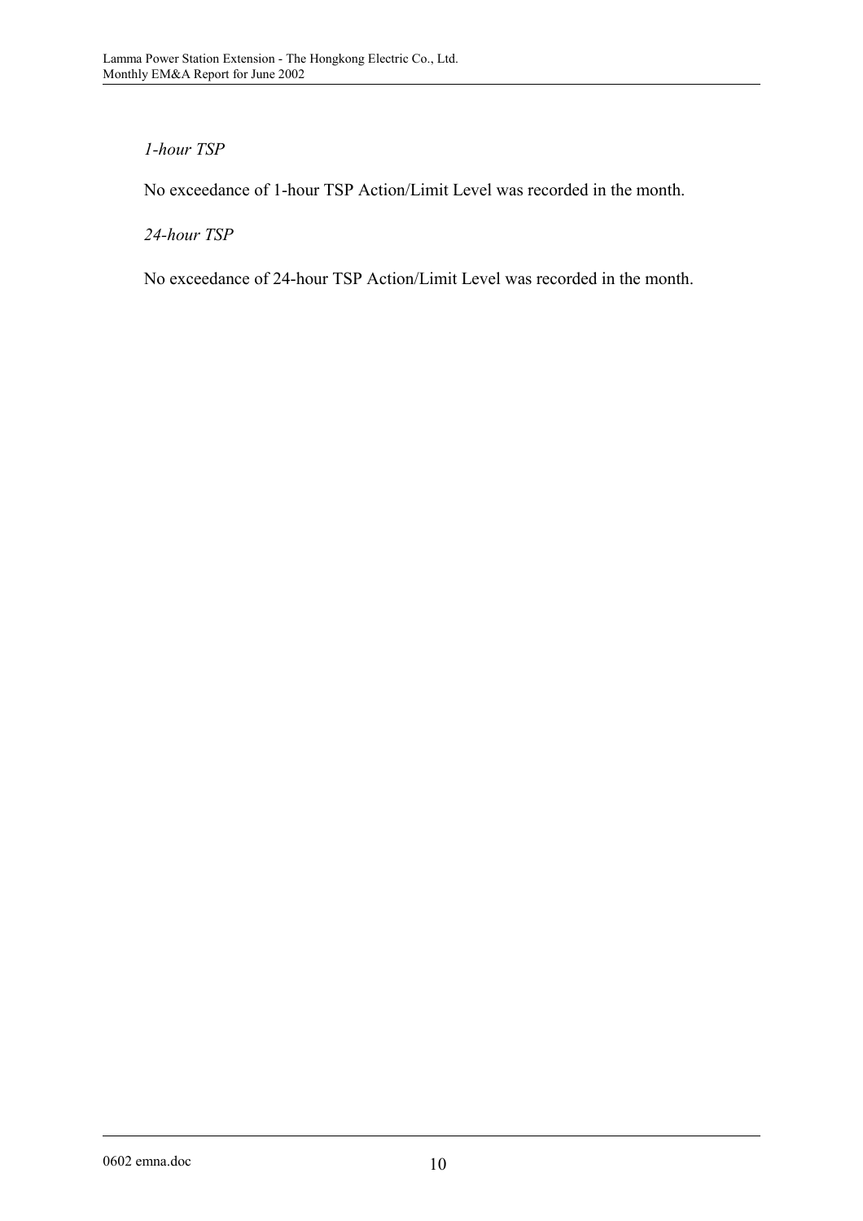*1-hour TSP*

No exceedance of 1-hour TSP Action/Limit Level was recorded in the month.

*24-hour TSP*

No exceedance of 24-hour TSP Action/Limit Level was recorded in the month.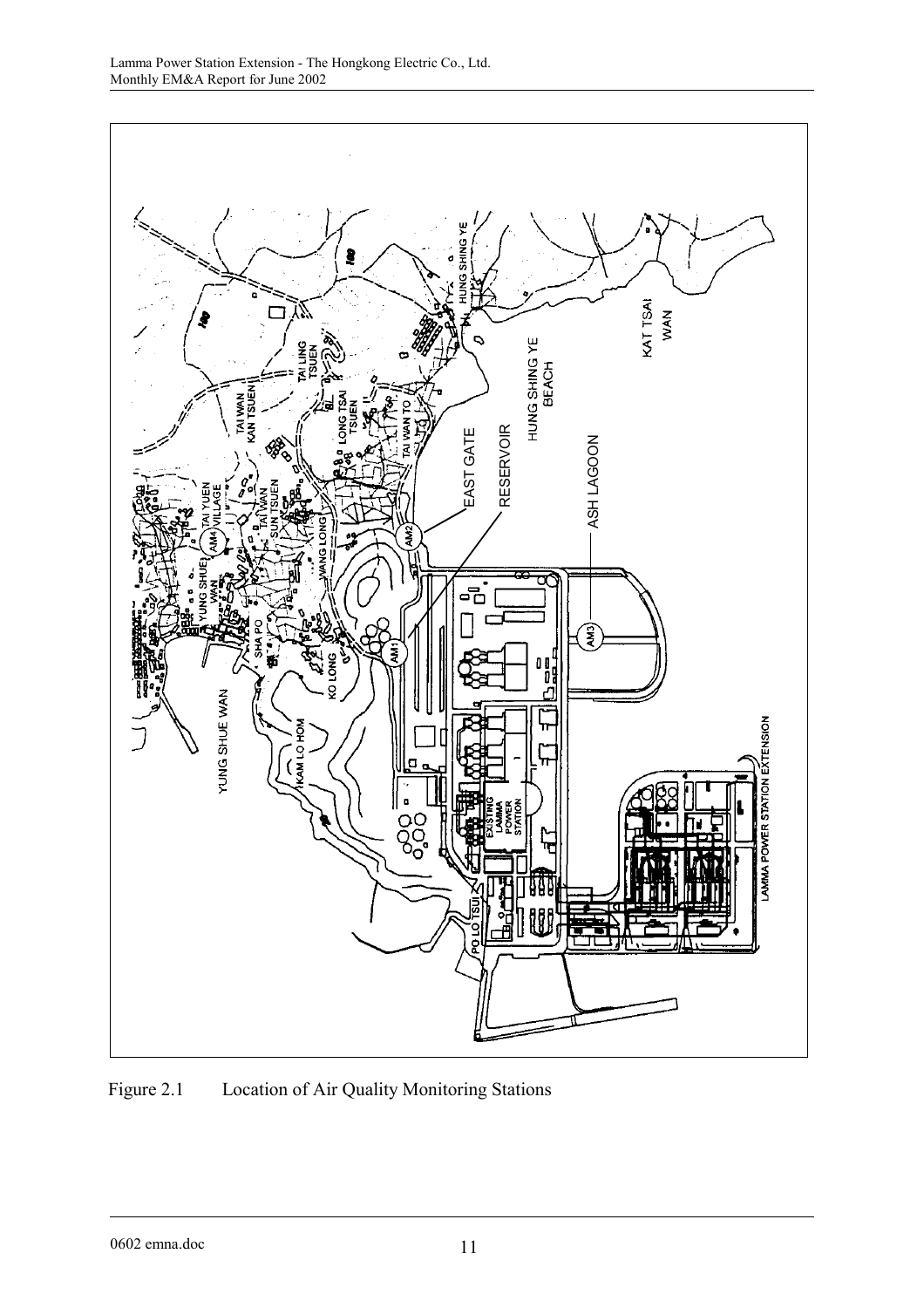Figure 2.1 Location of Air Quality Monitoring Stations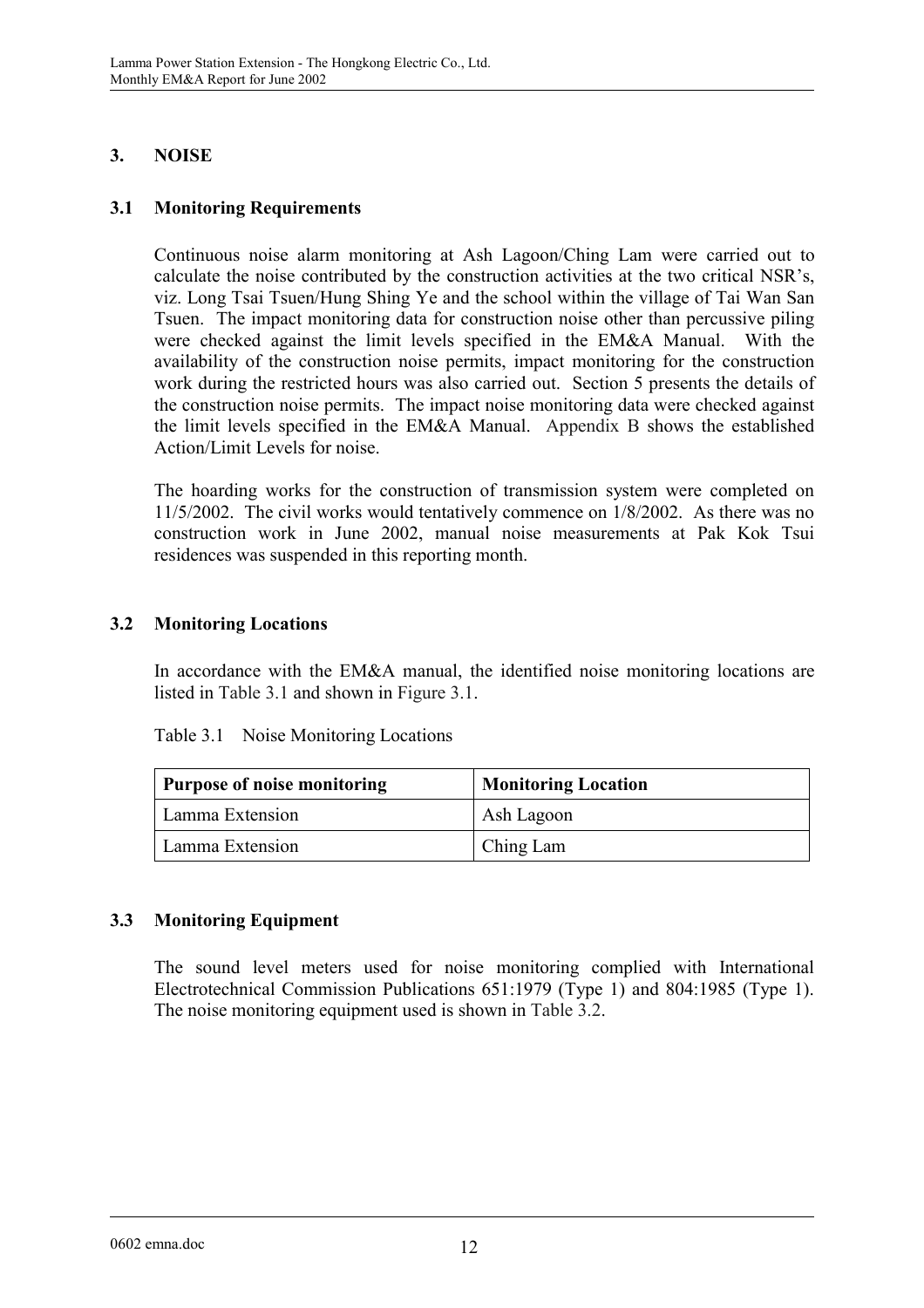## 3. NOISE

### 3.1 Monitoring Requirements

Continuous noise alarm monitoring at Ash Lagoon/Ching Lam were carried out to calculate the noise contributed by the construction activities at the two critical NSR's, viz. Long Tsai Tsuen/Hung Shing Ye and the school within the village of Tai Wan San Tsuen. The impact monitoring data for construction noise other than percussive piling were checked against the limit levels specified in the EM&A Manual. With the availability of the construction noise permits, impact monitoring for the construction work during the restricted hours was also carried out. Section 5 presents the details of the construction noise permits. The impact noise monitoring data were checked against the limit levels specified in the EM&A Manual. Appendix B shows the established Action/Limit Levels for noise.

The hoarding works for the construction of transmission system were completed on 11/5/2002. The civil works would tentatively commence on 1/8/2002. As there was no construction work in June 2002, manual noise measurements at Pak Kok Tsui residences was suspended in this reporting month.

### 3.2 Monitoring Locations

In accordance with the EM&A manual, the identified noise monitoring locations are listed in Table 3.1 and shown in Figure 3.1.

Table 3.1 Noise Monitoring Locations

| Purpose of noise monitoring | Monitoring Location |
|---|---|
| Lamma Extension | Ash Lagoon |
| Lamma Extension | Ching Lam |

### 3.3 Monitoring Equipment

The sound level meters used for noise monitoring complied with International Electrotechnical Commission Publications 651:1979 (Type 1) and 804:1985 (Type 1). The noise monitoring equipment used is shown in Table 3.2.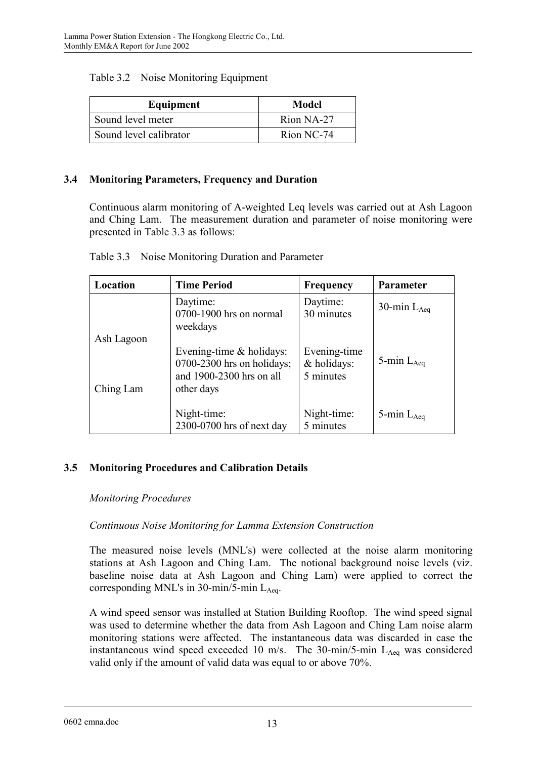Table 3.2 Noise Monitoring Equipment

| Equipment | Model |
| --- | --- |
| Sound level meter | Rion NA-27 |
| Sound level calibrator | Rion NC-74 |

## 3.4 Monitoring Parameters, Frequency and Duration

Continuous alarm monitoring of A-weighted Leq levels was carried out at Ash Lagoon and Ching Lam. The measurement duration and parameter of noise monitoring were presented in Table 3.3 as follows:

Table 3.3 Noise Monitoring Duration and Parameter

| Location | Time Period | Frequency | Parameter |
| --- | --- | --- | --- |
| Ash Lagoon<br><br>Ching Lam | Daytime:<br>0700-1900 hrs on normal weekdays | Daytime:<br>30 minutes | 30-min $L_{Aeq}$ |
| | Evening-time & holidays:<br>0700-2300 hrs on holidays; and 1900-2300 hrs on all other days | Evening-time & holidays:<br>5 minutes | 5-min $L_{Aeq}$ |
| | Night-time:<br>2300-0700 hrs of next day | Night-time:<br>5 minutes | 5-min $L_{Aeq}$ |

## 3.5 Monitoring Procedures and Calibration Details

*Monitoring Procedures*

*Continuous Noise Monitoring for Lamma Extension Construction*

The measured noise levels (MNL's) were collected at the noise alarm monitoring stations at Ash Lagoon and Ching Lam. The notional background noise levels (viz. baseline noise data at Ash Lagoon and Ching Lam) were applied to correct the corresponding MNL's in 30-min/5-min $L_{Aeq}$.

A wind speed sensor was installed at Station Building Rooftop. The wind speed signal was used to determine whether the data from Ash Lagoon and Ching Lam noise alarm monitoring stations were affected. The instantaneous data was discarded in case the instantaneous wind speed exceeded 10 m/s. The 30-min/5-min $L_{Aeq}$ was considered valid only if the amount of valid data was equal to or above 70%.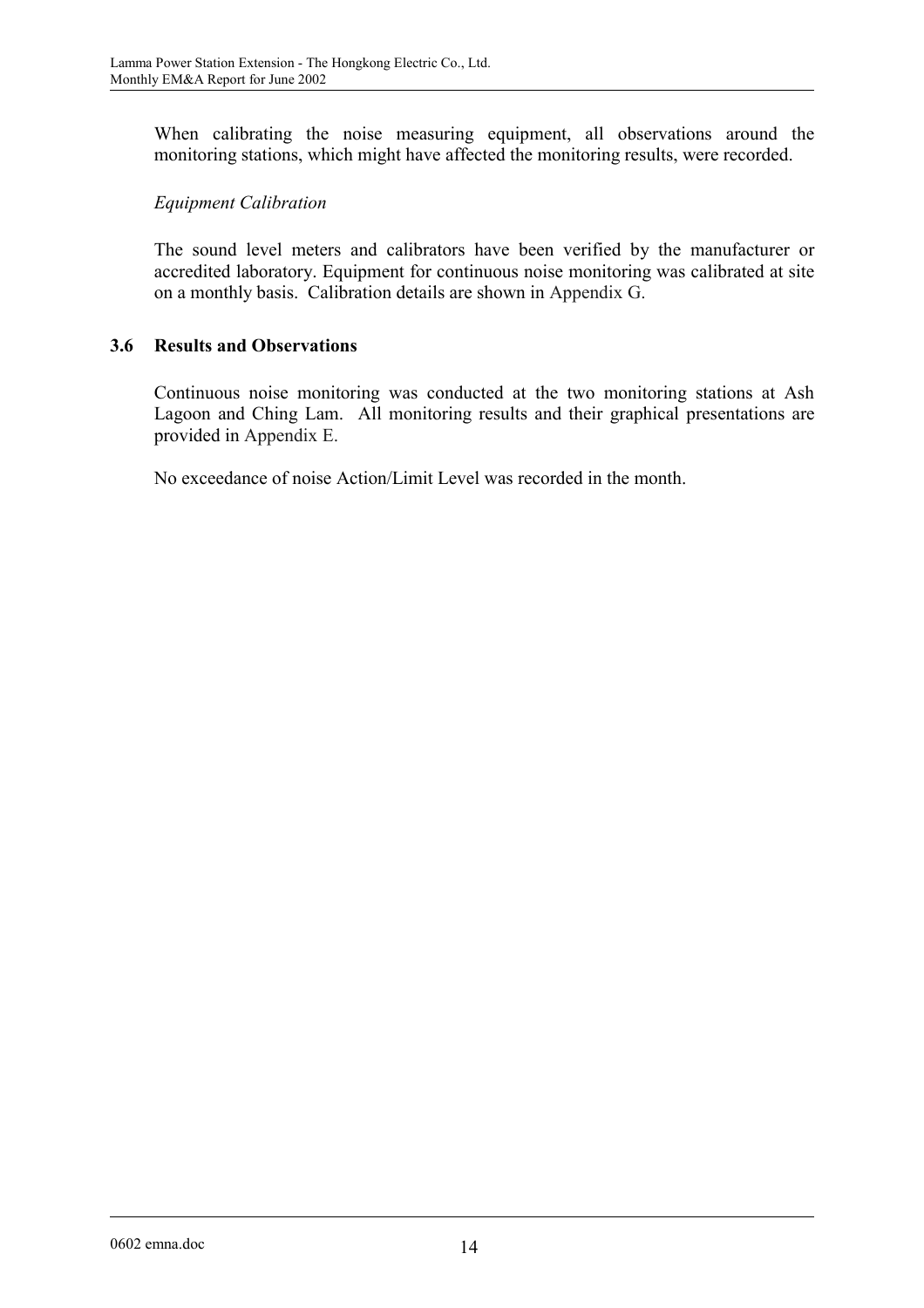When calibrating the noise measuring equipment, all observations around the monitoring stations, which might have affected the monitoring results, were recorded.

*Equipment Calibration*

The sound level meters and calibrators have been verified by the manufacturer or accredited laboratory. Equipment for continuous noise monitoring was calibrated at site on a monthly basis. Calibration details are shown in Appendix G.

### 3.6 Results and Observations

Continuous noise monitoring was conducted at the two monitoring stations at Ash Lagoon and Ching Lam. All monitoring results and their graphical presentations are provided in Appendix E.

No exceedance of noise Action/Limit Level was recorded in the month.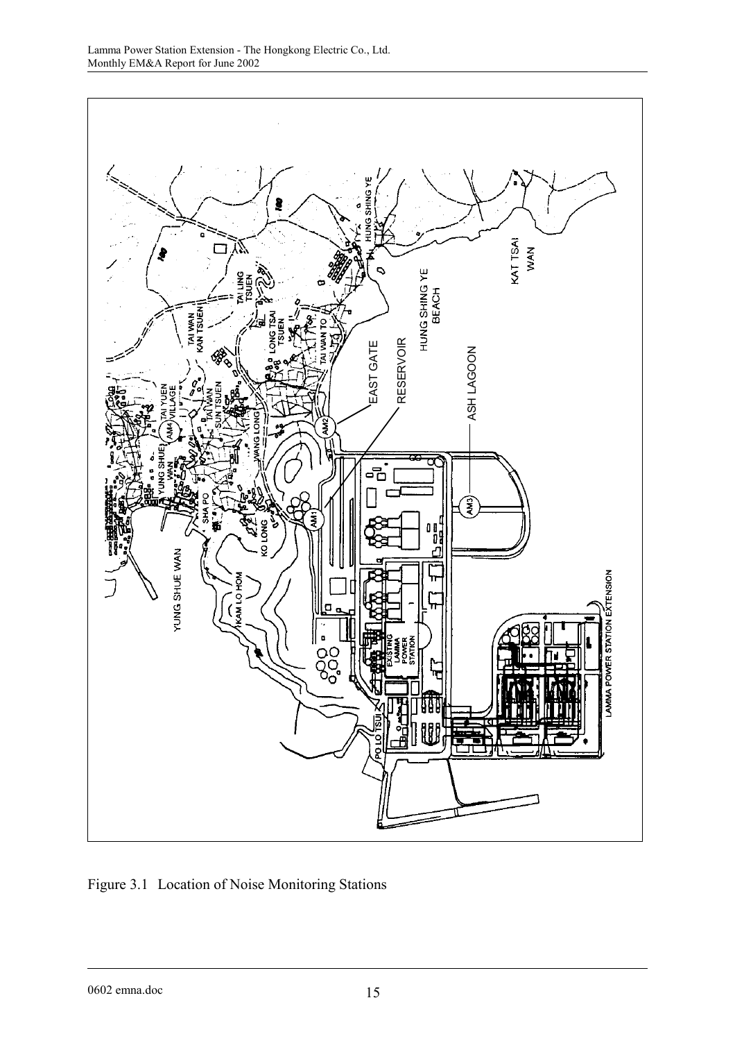Figure 3.1 Location of Noise Monitoring Stations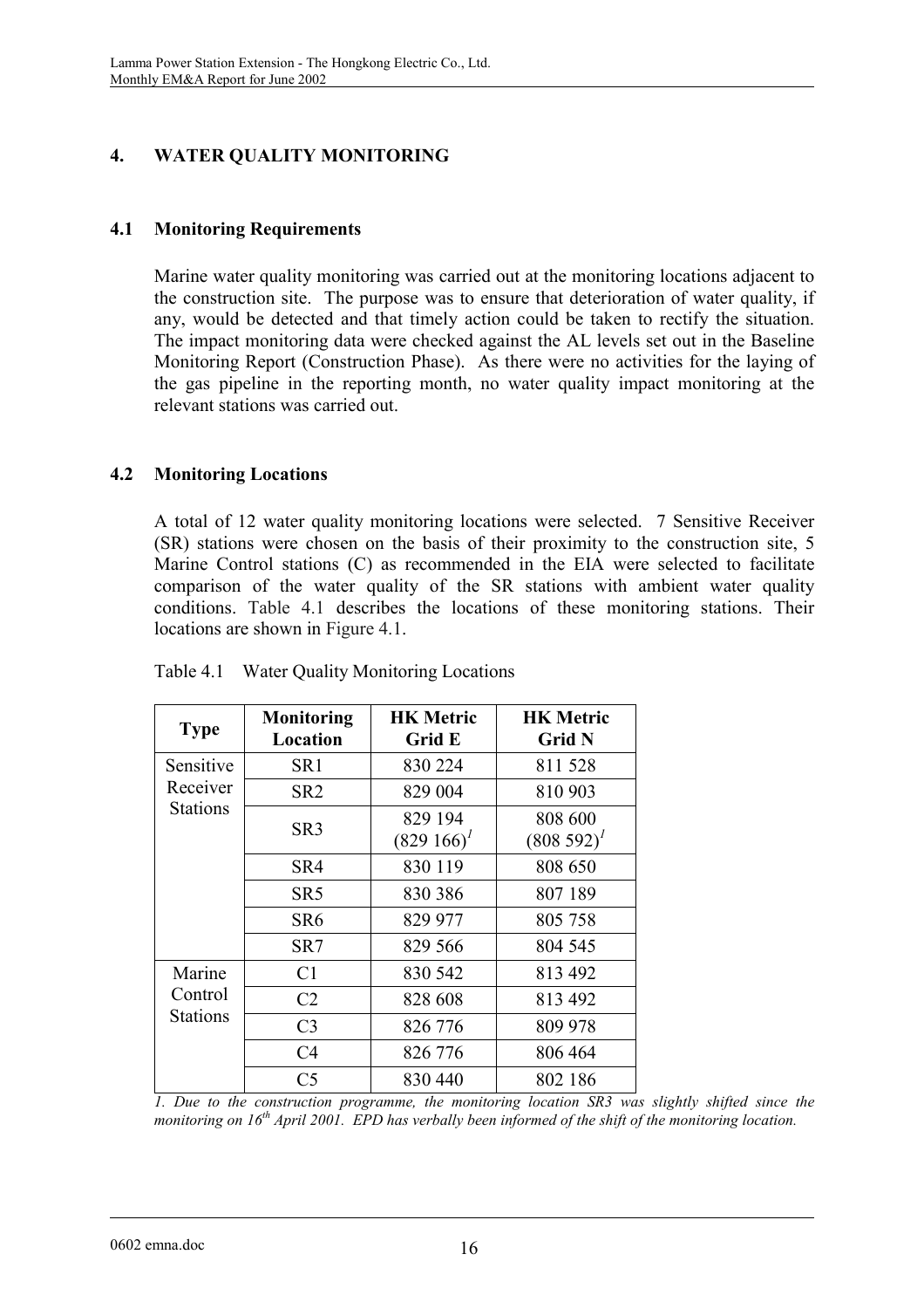# 4. WATER QUALITY MONITORING

## 4.1 Monitoring Requirements

Marine water quality monitoring was carried out at the monitoring locations adjacent to the construction site. The purpose was to ensure that deterioration of water quality, if any, would be detected and that timely action could be taken to rectify the situation. The impact monitoring data were checked against the AL levels set out in the Baseline Monitoring Report (Construction Phase). As there were no activities for the laying of the gas pipeline in the reporting month, no water quality impact monitoring at the relevant stations was carried out.

## 4.2 Monitoring Locations

A total of 12 water quality monitoring locations were selected. 7 Sensitive Receiver (SR) stations were chosen on the basis of their proximity to the construction site, 5 Marine Control stations (C) as recommended in the EIA were selected to facilitate comparison of the water quality of the SR stations with ambient water quality conditions. Table 4.1 describes the locations of these monitoring stations. Their locations are shown in Figure 4.1.

Table 4.1 Water Quality Monitoring Locations

| Type | Monitoring Location | HK Metric Grid E | HK Metric Grid N |
|---|---|---|---|
| Sensitive Receiver Stations | SR1 | 830 224 | 811 528 |
| | SR2 | 829 004 | 810 903 |
| | SR3 | 829 194 (829 166)[1] | 808 600 (808 592)[1] |
| | SR4 | 830 119 | 808 650 |
| | SR5 | 830 386 | 807 189 |
| | SR6 | 829 977 | 805 758 |
| | SR7 | 829 566 | 804 545 |
| Marine Control Stations | C1 | 830 542 | 813 492 |
| | C2 | 828 608 | 813 492 |
| | C3 | 826 776 | 809 978 |
| | C4 | 826 776 | 806 464 |
| | C5 | 830 440 | 802 186 |

*1. Due to the construction programme, the monitoring location SR3 was slightly shifted since the monitoring on 16th April 2001. EPD has verbally been informed of the shift of the monitoring location.*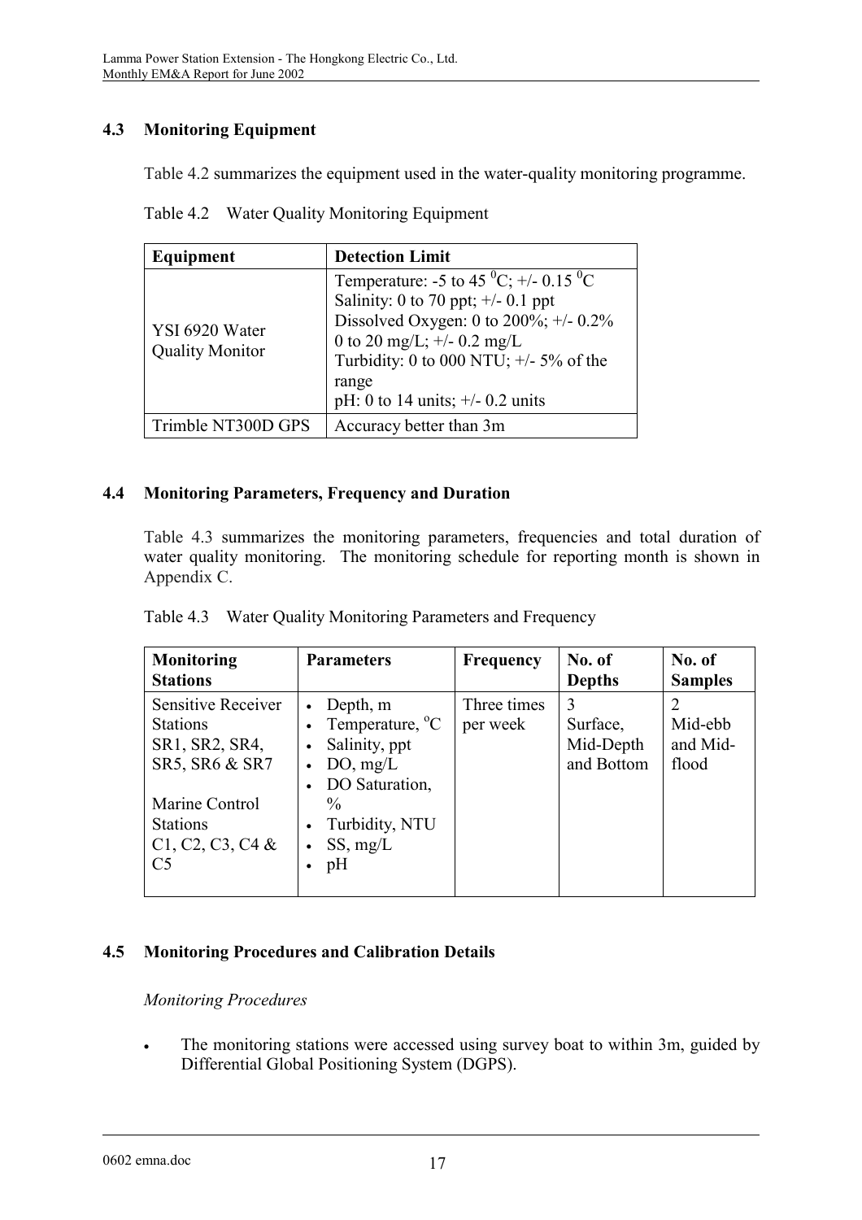## 4.3 Monitoring Equipment

Table 4.2 summarizes the equipment used in the water-quality monitoring programme.

Table 4.2 Water Quality Monitoring Equipment

| Equipment | Detection Limit |
|---|---|
| YSI 6920 Water Quality Monitor | Temperature: -5 to 45 $^0$C; +/- 0.15 $^0$C<br>Salinity: 0 to 70 ppt; +/- 0.1 ppt<br>Dissolved Oxygen: 0 to 200%; +/- 0.2%<br>0 to 20 mg/L; +/- 0.2 mg/L<br>Turbidity: 0 to 000 NTU; +/- 5% of the range<br>pH: 0 to 14 units; +/- 0.2 units |
| Trimble NT300D GPS | Accuracy better than 3m |

## 4.4 Monitoring Parameters, Frequency and Duration

Table 4.3 summarizes the monitoring parameters, frequencies and total duration of water quality monitoring. The monitoring schedule for reporting month is shown in Appendix C.

Table 4.3 Water Quality Monitoring Parameters and Frequency

| Monitoring Stations | Parameters | Frequency | No. of Depths | No. of Samples |
|---|---|---|---|---|
| Sensitive Receiver Stations SR1, SR2, SR4, SR5, SR6 & SR7<br><br>Marine Control Stations C1, C2, C3, C4 & C5 | • Depth, m<br>• Temperature, $^o$C<br>• Salinity, ppt<br>• DO, mg/L<br>• DO Saturation, %<br>• Turbidity, NTU<br>• SS, mg/L<br>• pH | Three times per week | 3<br>Surface, Mid-Depth and Bottom | 2<br>Mid-ebb and Mid-flood |

## 4.5 Monitoring Procedures and Calibration Details

*Monitoring Procedures*

- The monitoring stations were accessed using survey boat to within 3m, guided by Differential Global Positioning System (DGPS).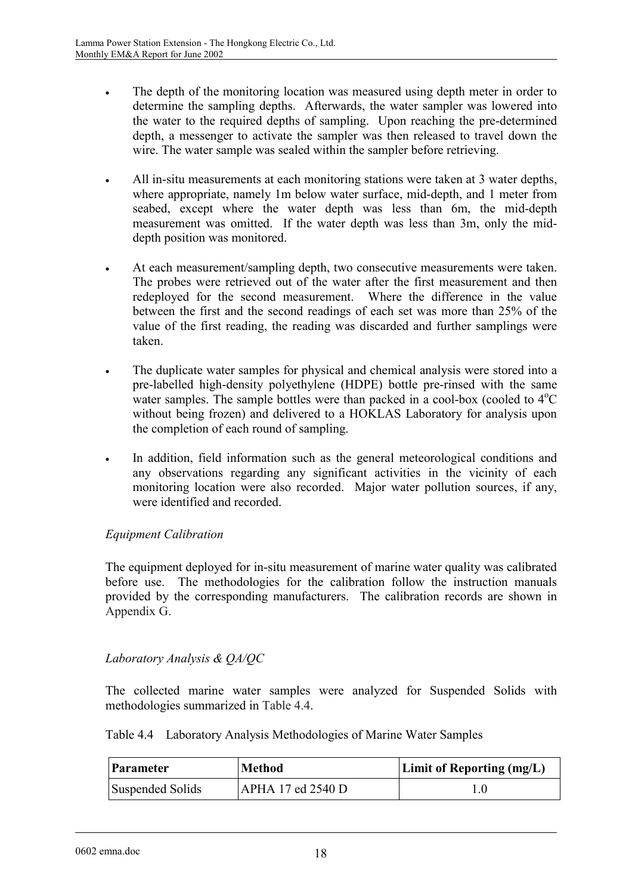- The depth of the monitoring location was measured using depth meter in order to determine the sampling depths. Afterwards, the water sampler was lowered into the water to the required depths of sampling. Upon reaching the pre-determined depth, a messenger to activate the sampler was then released to travel down the wire. The water sample was sealed within the sampler before retrieving.

- All in-situ measurements at each monitoring stations were taken at 3 water depths, where appropriate, namely 1m below water surface, mid-depth, and 1 meter from seabed, except where the water depth was less than 6m, the mid-depth measurement was omitted. If the water depth was less than 3m, only the mid-depth position was monitored.

- At each measurement/sampling depth, two consecutive measurements were taken. The probes were retrieved out of the water after the first measurement and then redeployed for the second measurement. Where the difference in the value between the first and the second readings of each set was more than 25% of the value of the first reading, the reading was discarded and further samplings were taken.

- The duplicate water samples for physical and chemical analysis were stored into a pre-labelled high-density polyethylene (HDPE) bottle pre-rinsed with the same water samples. The sample bottles were than packed in a cool-box (cooled to $4^oC$ without being frozen) and delivered to a HOKLAS Laboratory for analysis upon the completion of each round of sampling.

- In addition, field information such as the general meteorological conditions and any observations regarding any significant activities in the vicinity of each monitoring location were also recorded. Major water pollution sources, if any, were identified and recorded.

*Equipment Calibration*

The equipment deployed for in-situ measurement of marine water quality was calibrated before use. The methodologies for the calibration follow the instruction manuals provided by the corresponding manufacturers. The calibration records are shown in Appendix G.

*Laboratory Analysis & QA/QC*

The collected marine water samples were analyzed for Suspended Solids with methodologies summarized in Table 4.4.

Table 4.4 Laboratory Analysis Methodologies of Marine Water Samples

| Parameter | Method | Limit of Reporting (mg/L) |
| --- | --- | --- |
| Suspended Solids | APHA 17 ed 2540 D | 1.0 |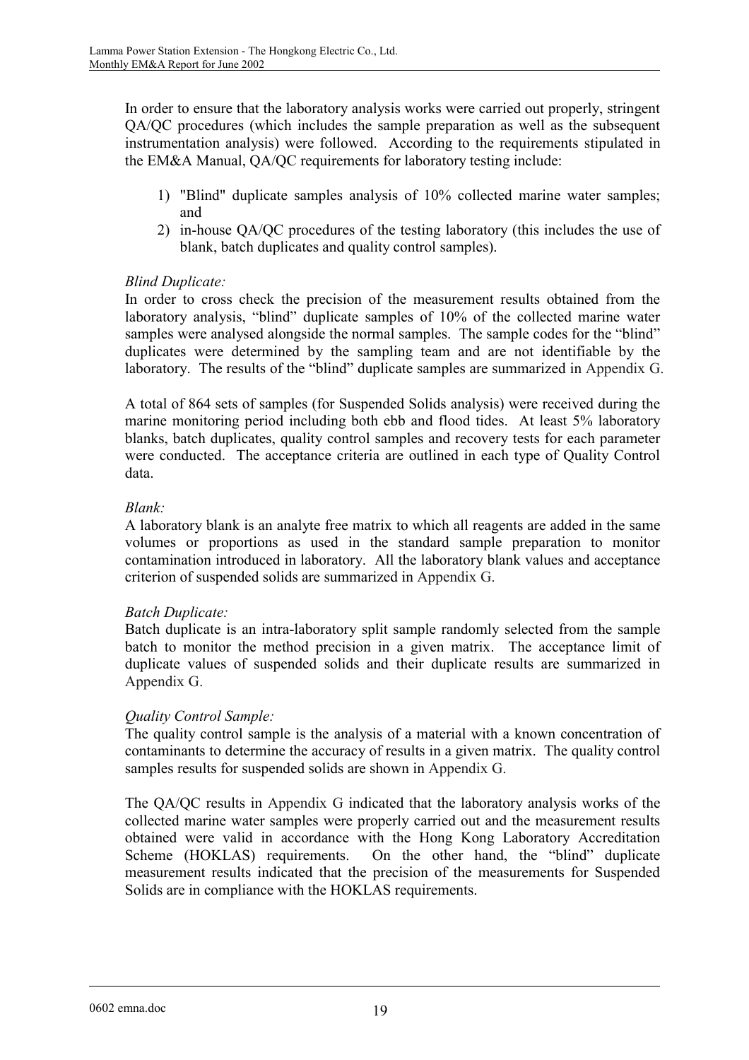In order to ensure that the laboratory analysis works were carried out properly, stringent QA/QC procedures (which includes the sample preparation as well as the subsequent instrumentation analysis) were followed. According to the requirements stipulated in the EM&A Manual, QA/QC requirements for laboratory testing include:

1) "Blind" duplicate samples analysis of 10% collected marine water samples; and
2) in-house QA/QC procedures of the testing laboratory (this includes the use of blank, batch duplicates and quality control samples).

*Blind Duplicate:*
In order to cross check the precision of the measurement results obtained from the laboratory analysis, "blind" duplicate samples of 10% of the collected marine water samples were analysed alongside the normal samples. The sample codes for the "blind" duplicates were determined by the sampling team and are not identifiable by the laboratory. The results of the "blind" duplicate samples are summarized in Appendix G.

A total of 864 sets of samples (for Suspended Solids analysis) were received during the marine monitoring period including both ebb and flood tides. At least 5% laboratory blanks, batch duplicates, quality control samples and recovery tests for each parameter were conducted. The acceptance criteria are outlined in each type of Quality Control data.

*Blank:*
A laboratory blank is an analyte free matrix to which all reagents are added in the same volumes or proportions as used in the standard sample preparation to monitor contamination introduced in laboratory. All the laboratory blank values and acceptance criterion of suspended solids are summarized in Appendix G.

*Batch Duplicate:*
Batch duplicate is an intra-laboratory split sample randomly selected from the sample batch to monitor the method precision in a given matrix. The acceptance limit of duplicate values of suspended solids and their duplicate results are summarized in Appendix G.

*Quality Control Sample:*
The quality control sample is the analysis of a material with a known concentration of contaminants to determine the accuracy of results in a given matrix. The quality control samples results for suspended solids are shown in Appendix G.

The QA/QC results in Appendix G indicated that the laboratory analysis works of the collected marine water samples were properly carried out and the measurement results obtained were valid in accordance with the Hong Kong Laboratory Accreditation Scheme (HOKLAS) requirements. On the other hand, the "blind" duplicate measurement results indicated that the precision of the measurements for Suspended Solids are in compliance with the HOKLAS requirements.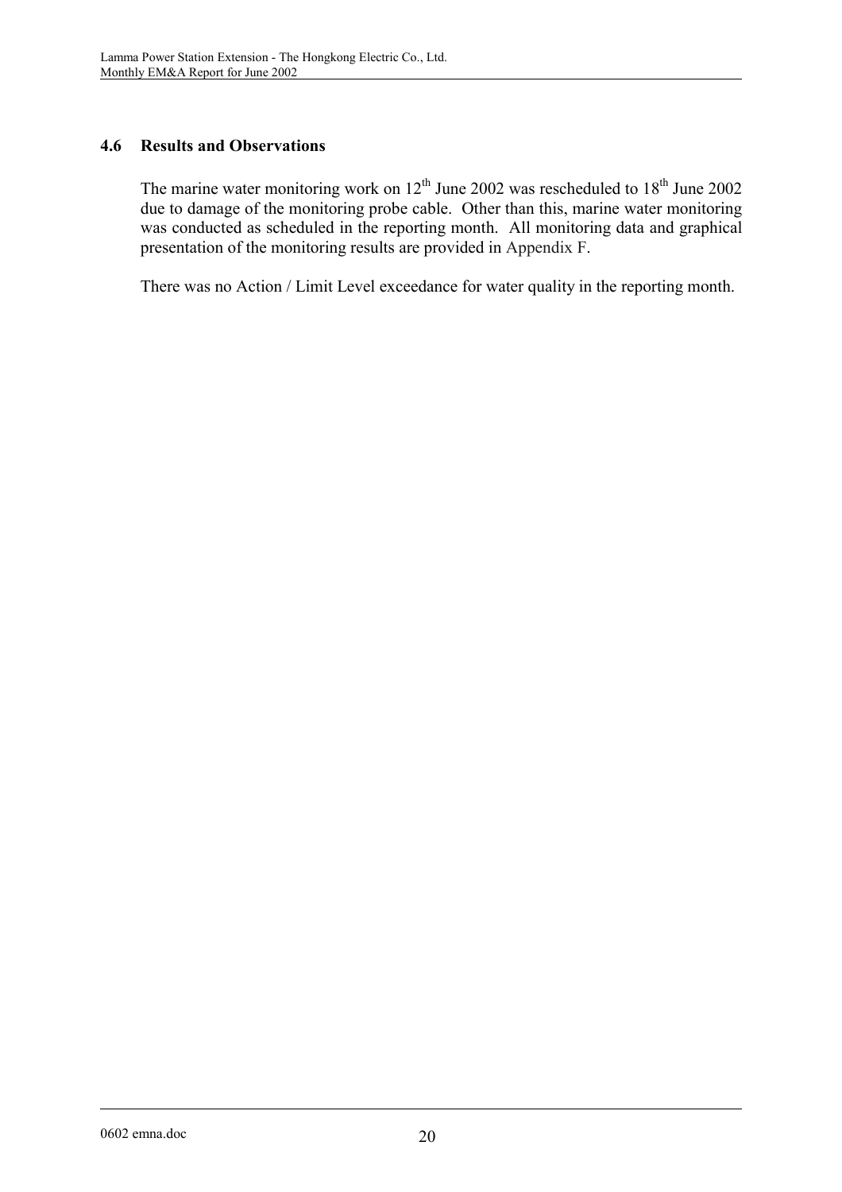## 4.6 Results and Observations

The marine water monitoring work on 12th June 2002 was rescheduled to 18th June 2002 due to damage of the monitoring probe cable. Other than this, marine water monitoring was conducted as scheduled in the reporting month. All monitoring data and graphical presentation of the monitoring results are provided in Appendix F.

There was no Action / Limit Level exceedance for water quality in the reporting month.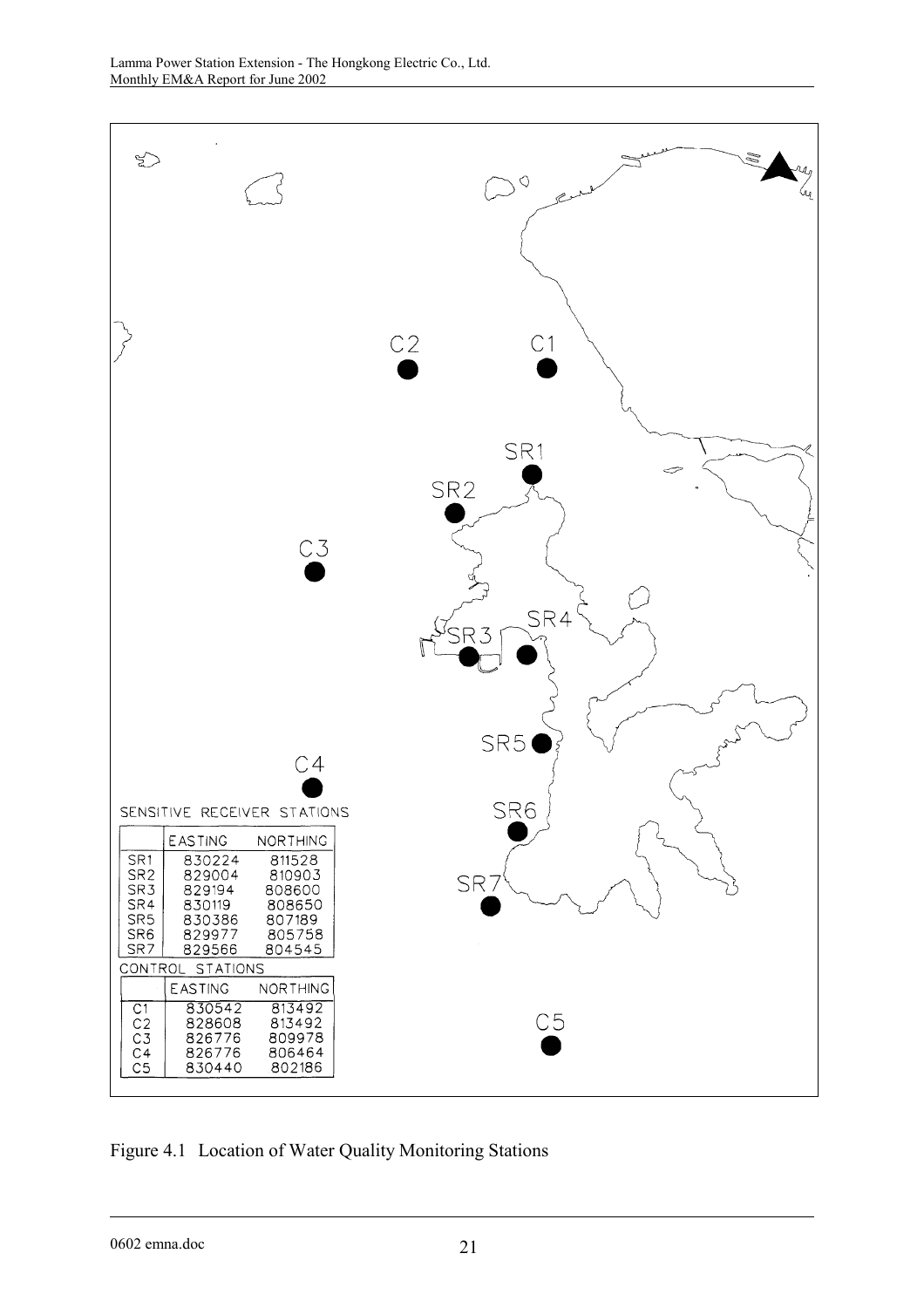| SENSITIVE RECEIVER STATIONS | EASTING | NORTHING |
|---|---|---|
| SR1 | 830224 | 811528 |
| SR2 | 829004 | 810903 |
| SR3 | 829194 | 808600 |
| SR4 | 830119 | 808650 |
| SR5 | 830386 | 807189 |
| SR6 | 829977 | 805758 |
| SR7 | 829566 | 804545 |

| CONTROL STATIONS | EASTING | NORTHING |
|---|---|---|
| C1 | 830542 | 813492 |
| C2 | 828608 | 813492 |
| C3 | 826776 | 809978 |
| C4 | 826776 | 806464 |
| C5 | 830440 | 802186 |

Figure 4.1 Location of Water Quality Monitoring Stations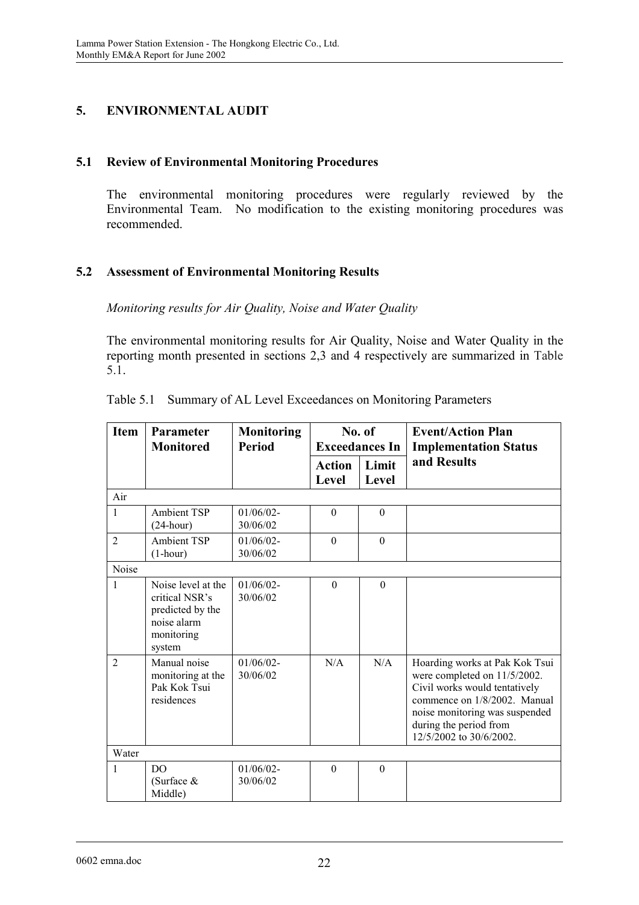## 5. ENVIRONMENTAL AUDIT

### 5.1 Review of Environmental Monitoring Procedures

The environmental monitoring procedures were regularly reviewed by the Environmental Team. No modification to the existing monitoring procedures was recommended.

### 5.2 Assessment of Environmental Monitoring Results

*Monitoring results for Air Quality, Noise and Water Quality*

The environmental monitoring results for Air Quality, Noise and Water Quality in the reporting month presented in sections 2,3 and 4 respectively are summarized in Table 5.1.

Table 5.1 Summary of AL Level Exceedances on Monitoring Parameters

| Item | Parameter Monitored | Monitoring Period | No. of Exceedances In | | Event/Action Plan Implementation Status and Results |
|---|---|---|---|---|---|
| | | | Action Level | Limit Level | |
| Air | | | | | |
| 1 | Ambient TSP (24-hour) | 01/06/02-30/06/02 | 0 | 0 | |
| 2 | Ambient TSP (1-hour) | 01/06/02-30/06/02 | 0 | 0 | |
| Noise | | | | | |
| 1 | Noise level at the critical NSR's predicted by the noise alarm monitoring system | 01/06/02-30/06/02 | 0 | 0 | |
| 2 | Manual noise monitoring at the Pak Kok Tsui residences | 01/06/02-30/06/02 | N/A | N/A | Hoarding works at Pak Kok Tsui were completed on 11/5/2002. Civil works would tentatively commence on 1/8/2002. Manual noise monitoring was suspended during the period from 12/5/2002 to 30/6/2002. |
| Water | | | | | |
| 1 | DO (Surface & Middle) | 01/06/02-30/06/02 | 0 | 0 | |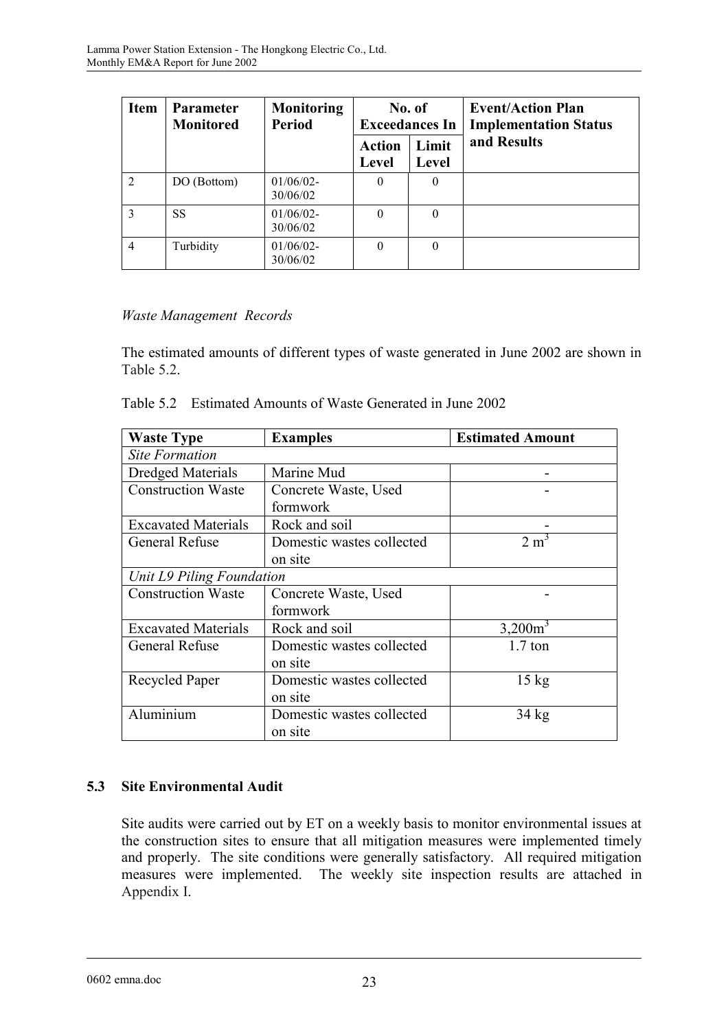| Item | Parameter Monitored | Monitoring Period | No. of Exceedances In | | Event/Action Plan Implementation Status and Results |
|---|---|---|---|---|---|
| | | | Action Level | Limit Level | |
| 2 | DO (Bottom) | 01/06/02-30/06/02 | 0 | 0 | |
| 3 | SS | 01/06/02-30/06/02 | 0 | 0 | |
| 4 | Turbidity | 01/06/02-30/06/02 | 0 | 0 | |

*Waste Management Records*

The estimated amounts of different types of waste generated in June 2002 are shown in Table 5.2.

Table 5.2 Estimated Amounts of Waste Generated in June 2002

| Waste Type | Examples | Estimated Amount |
|---|---|---|
| *Site Formation* | | |
| Dredged Materials | Marine Mud | - |
| Construction Waste | Concrete Waste, Used formwork | - |
| Excavated Materials | Rock and soil | - |
| General Refuse | Domestic wastes collected on site | 2 $m^3$ |
| *Unit L9 Piling Foundation* | | |
| Construction Waste | Concrete Waste, Used formwork | - |
| Excavated Materials | Rock and soil | 3,200$m^3$ |
| General Refuse | Domestic wastes collected on site | 1.7 ton |
| Recycled Paper | Domestic wastes collected on site | 15 kg |
| Aluminium | Domestic wastes collected on site | 34 kg |

### 5.3 Site Environmental Audit

Site audits were carried out by ET on a weekly basis to monitor environmental issues at the construction sites to ensure that all mitigation measures were implemented timely and properly. The site conditions were generally satisfactory. All required mitigation measures were implemented. The weekly site inspection results are attached in Appendix I.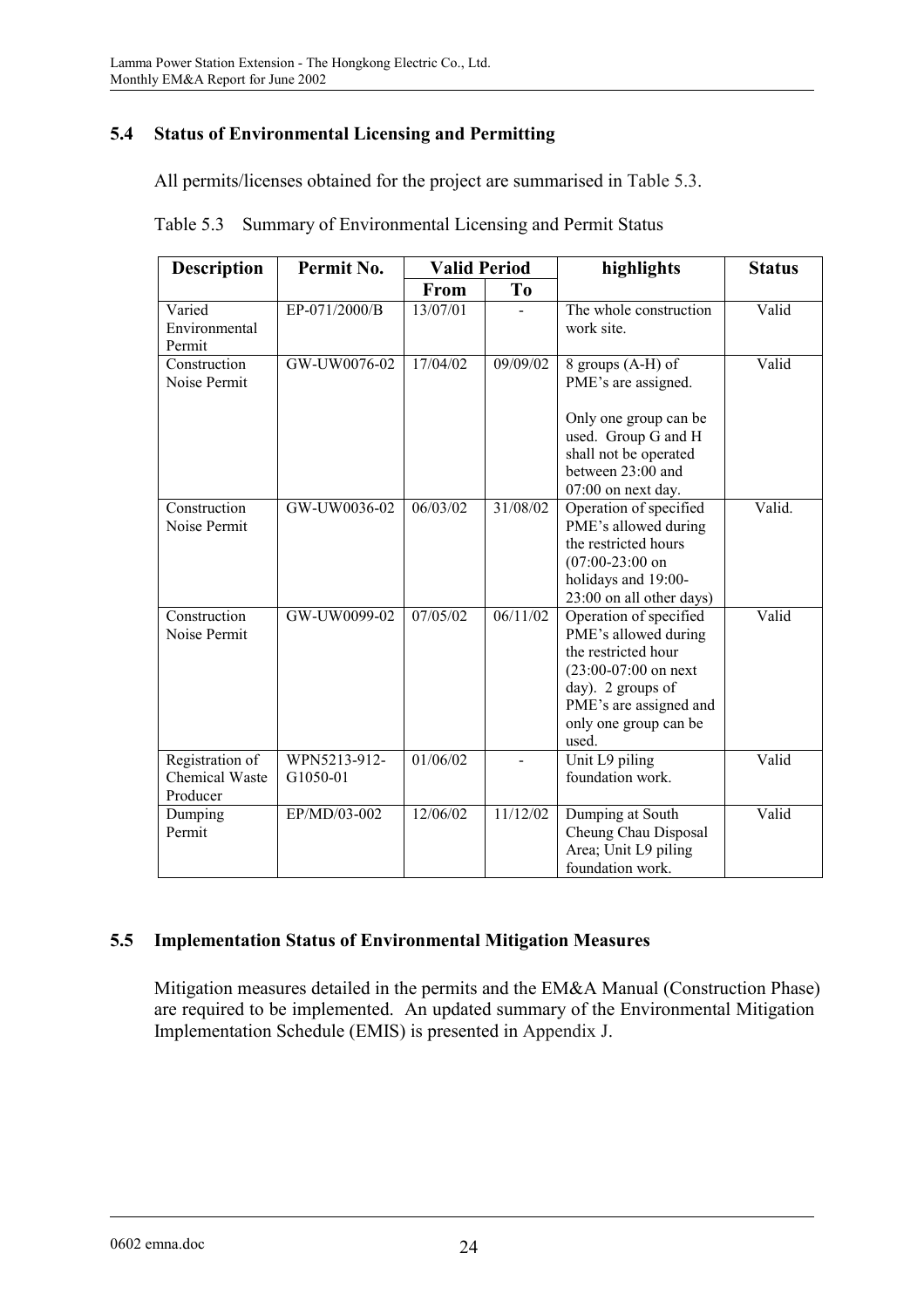## 5.4 Status of Environmental Licensing and Permitting

All permits/licenses obtained for the project are summarised in Table 5.3.

Table 5.3 Summary of Environmental Licensing and Permit Status

| Description | Permit No. | Valid Period | | highlights | Status |
|---|---|---|---|---|---|
| | | From | To | | |
| Varied Environmental Permit | EP-071/2000/B | 13/07/01 | - | The whole construction work site. | Valid |
| Construction Noise Permit | GW-UW0076-02 | 17/04/02 | 09/09/02 | 8 groups (A-H) of PME's are assigned.<br><br>Only one group can be used. Group G and H shall not be operated between 23:00 and 07:00 on next day. | Valid |
| Construction Noise Permit | GW-UW0036-02 | 06/03/02 | 31/08/02 | Operation of specified PME's allowed during the restricted hours (07:00-23:00 on holidays and 19:00-23:00 on all other days) | Valid. |
| Construction Noise Permit | GW-UW0099-02 | 07/05/02 | 06/11/02 | Operation of specified PME's allowed during the restricted hour (23:00-07:00 on next day). 2 groups of PME's are assigned and only one group can be used. | Valid |
| Registration of Chemical Waste Producer | WPN5213-912-G1050-01 | 01/06/02 | - | Unit L9 piling foundation work. | Valid |
| Dumping Permit | EP/MD/03-002 | 12/06/02 | 11/12/02 | Dumping at South Cheung Chau Disposal Area; Unit L9 piling foundation work. | Valid |

## 5.5 Implementation Status of Environmental Mitigation Measures

Mitigation measures detailed in the permits and the EM&A Manual (Construction Phase) are required to be implemented. An updated summary of the Environmental Mitigation Implementation Schedule (EMIS) is presented in Appendix J.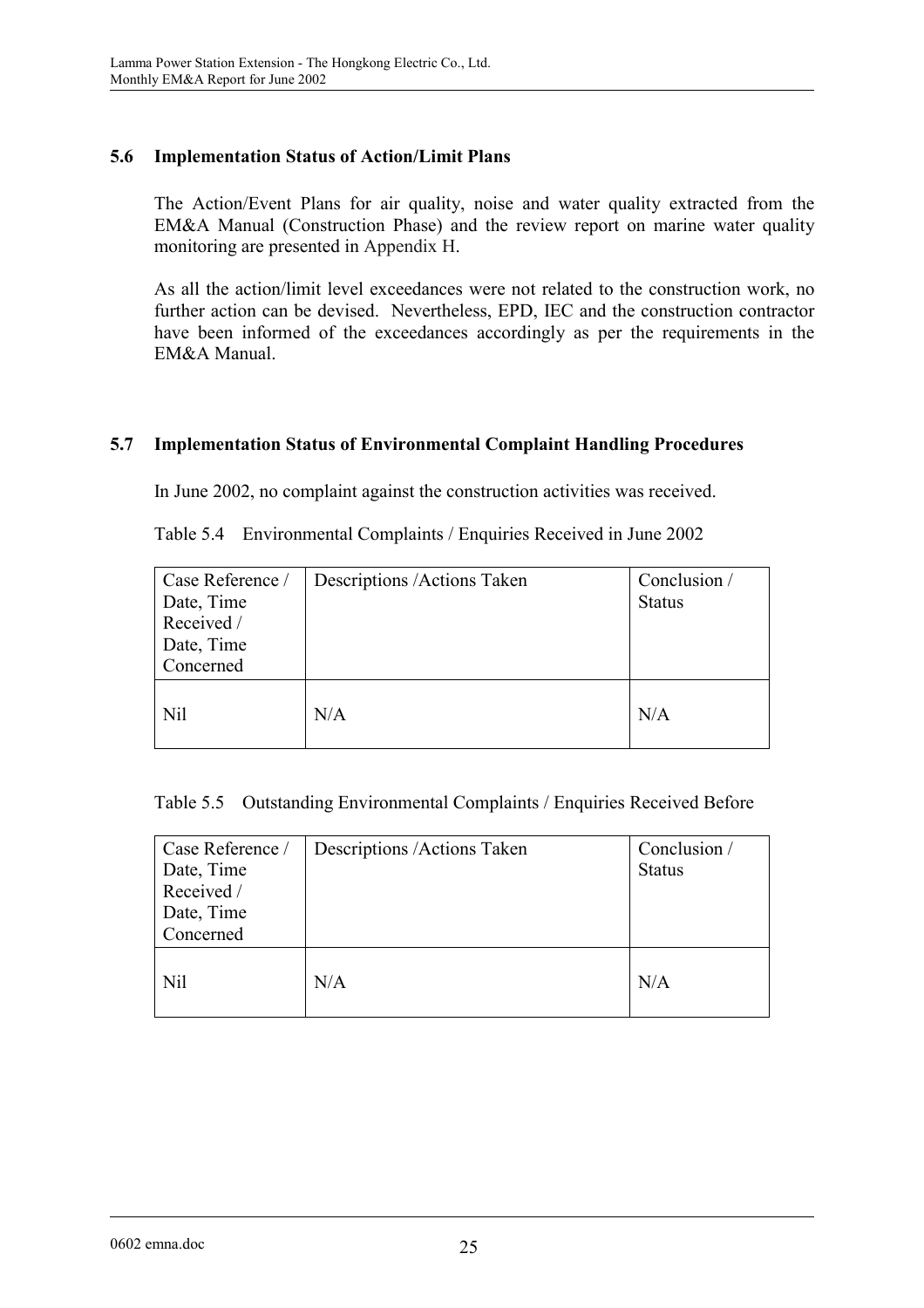### 5.6 Implementation Status of Action/Limit Plans

The Action/Event Plans for air quality, noise and water quality extracted from the EM&A Manual (Construction Phase) and the review report on marine water quality monitoring are presented in Appendix H.

As all the action/limit level exceedances were not related to the construction work, no further action can be devised. Nevertheless, EPD, IEC and the construction contractor have been informed of the exceedances accordingly as per the requirements in the EM&A Manual.

### 5.7 Implementation Status of Environmental Complaint Handling Procedures

In June 2002, no complaint against the construction activities was received.

Table 5.4 Environmental Complaints / Enquiries Received in June 2002

| Case Reference / Date, Time Received / Date, Time Concerned | Descriptions /Actions Taken | Conclusion / Status |
|---|---|---|
| Nil | N/A | N/A |

Table 5.5 Outstanding Environmental Complaints / Enquiries Received Before

| Case Reference / Date, Time Received / Date, Time Concerned | Descriptions /Actions Taken | Conclusion / Status |
|---|---|---|
| Nil | N/A | N/A |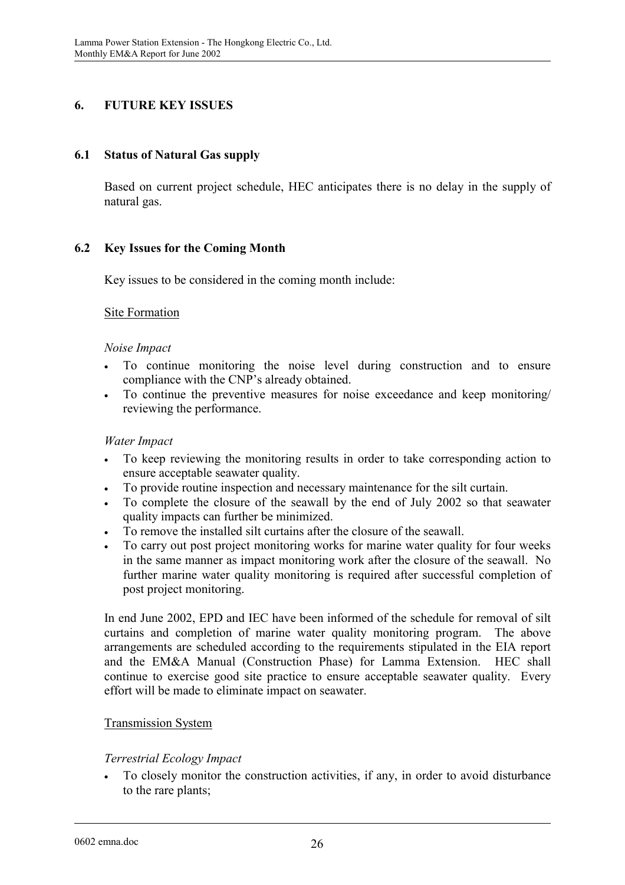## 6. FUTURE KEY ISSUES

### 6.1 Status of Natural Gas supply

Based on current project schedule, HEC anticipates there is no delay in the supply of natural gas.

### 6.2 Key Issues for the Coming Month

Key issues to be considered in the coming month include:

<u>Site Formation</u>

*Noise Impact*

- To continue monitoring the noise level during construction and to ensure compliance with the CNP's already obtained.
- To continue the preventive measures for noise exceedance and keep monitoring/ reviewing the performance.

*Water Impact*

- To keep reviewing the monitoring results in order to take corresponding action to ensure acceptable seawater quality.
- To provide routine inspection and necessary maintenance for the silt curtain.
- To complete the closure of the seawall by the end of July 2002 so that seawater quality impacts can further be minimized.
- To remove the installed silt curtains after the closure of the seawall.
- To carry out post project monitoring works for marine water quality for four weeks in the same manner as impact monitoring work after the closure of the seawall. No further marine water quality monitoring is required after successful completion of post project monitoring.

In end June 2002, EPD and IEC have been informed of the schedule for removal of silt curtains and completion of marine water quality monitoring program. The above arrangements are scheduled according to the requirements stipulated in the EIA report and the EM&A Manual (Construction Phase) for Lamma Extension. HEC shall continue to exercise good site practice to ensure acceptable seawater quality. Every effort will be made to eliminate impact on seawater.

<u>Transmission System</u>

*Terrestrial Ecology Impact*

- To closely monitor the construction activities, if any, in order to avoid disturbance to the rare plants;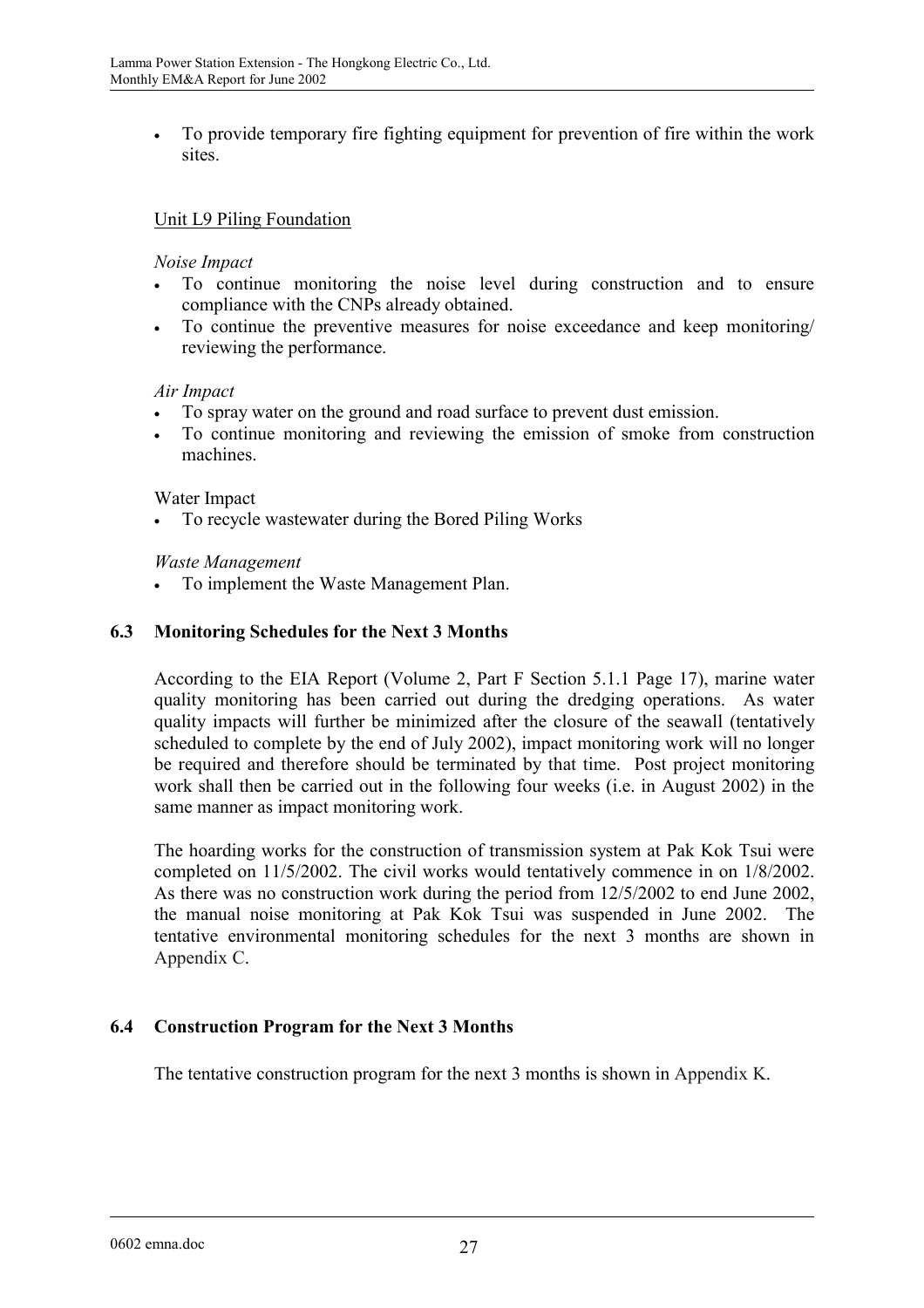- To provide temporary fire fighting equipment for prevention of fire within the work sites.

Unit L9 Piling Foundation

*Noise Impact*

- To continue monitoring the noise level during construction and to ensure compliance with the CNPs already obtained.
- To continue the preventive measures for noise exceedance and keep monitoring/ reviewing the performance.

*Air Impact*

- To spray water on the ground and road surface to prevent dust emission.
- To continue monitoring and reviewing the emission of smoke from construction machines.

Water Impact

- To recycle wastewater during the Bored Piling Works

*Waste Management*

- To implement the Waste Management Plan.

### 6.3 Monitoring Schedules for the Next 3 Months

According to the EIA Report (Volume 2, Part F Section 5.1.1 Page 17), marine water quality monitoring has been carried out during the dredging operations. As water quality impacts will further be minimized after the closure of the seawall (tentatively scheduled to complete by the end of July 2002), impact monitoring work will no longer be required and therefore should be terminated by that time. Post project monitoring work shall then be carried out in the following four weeks (i.e. in August 2002) in the same manner as impact monitoring work.

The hoarding works for the construction of transmission system at Pak Kok Tsui were completed on 11/5/2002. The civil works would tentatively commence in on 1/8/2002. As there was no construction work during the period from 12/5/2002 to end June 2002, the manual noise monitoring at Pak Kok Tsui was suspended in June 2002. The tentative environmental monitoring schedules for the next 3 months are shown in Appendix C.

### 6.4 Construction Program for the Next 3 Months

The tentative construction program for the next 3 months is shown in Appendix K.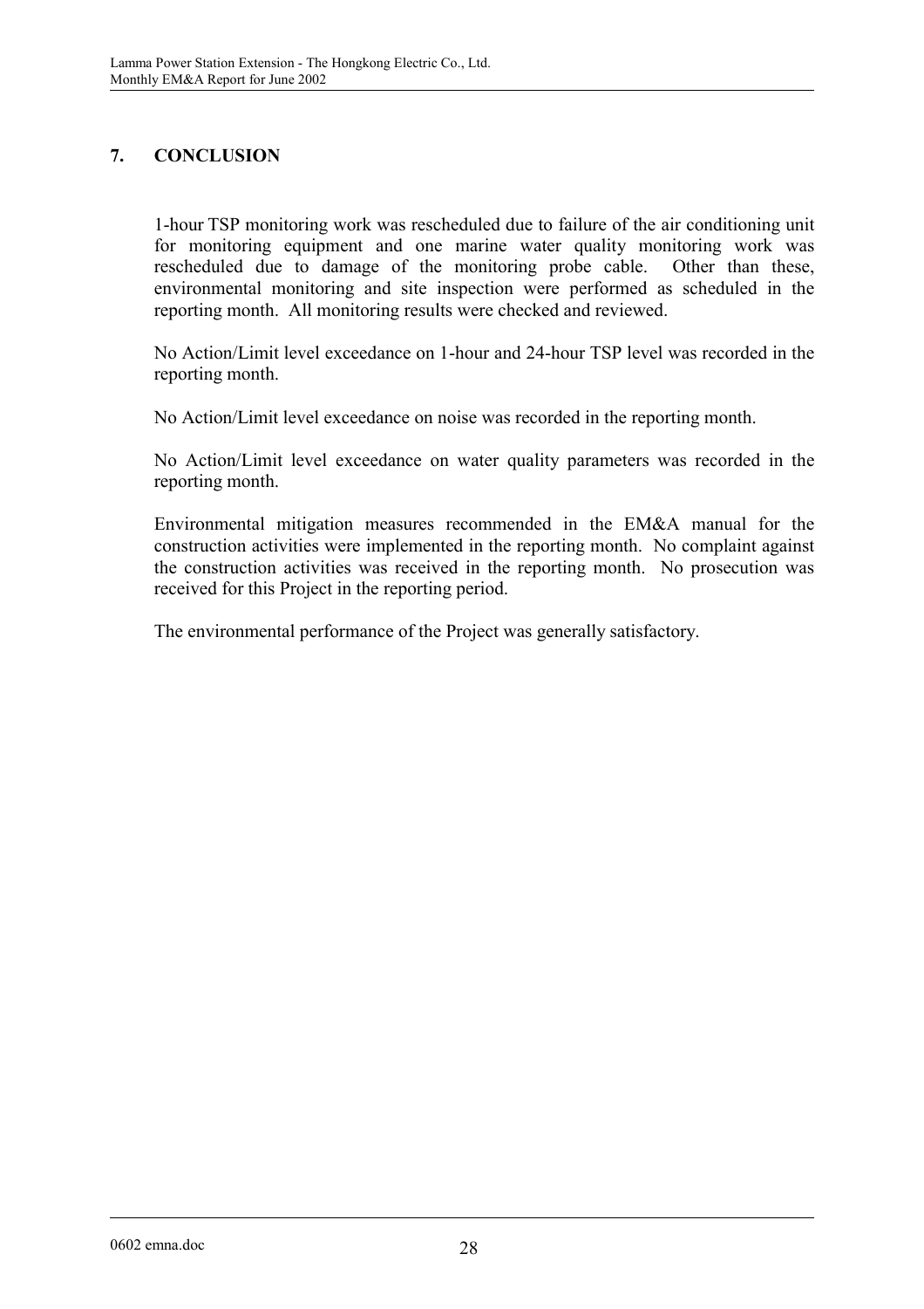## 7. CONCLUSION

1-hour TSP monitoring work was rescheduled due to failure of the air conditioning unit for monitoring equipment and one marine water quality monitoring work was rescheduled due to damage of the monitoring probe cable. Other than these, environmental monitoring and site inspection were performed as scheduled in the reporting month. All monitoring results were checked and reviewed.

No Action/Limit level exceedance on 1-hour and 24-hour TSP level was recorded in the reporting month.

No Action/Limit level exceedance on noise was recorded in the reporting month.

No Action/Limit level exceedance on water quality parameters was recorded in the reporting month.

Environmental mitigation measures recommended in the EM&A manual for the construction activities were implemented in the reporting month. No complaint against the construction activities was received in the reporting month. No prosecution was received for this Project in the reporting period.

The environmental performance of the Project was generally satisfactory.